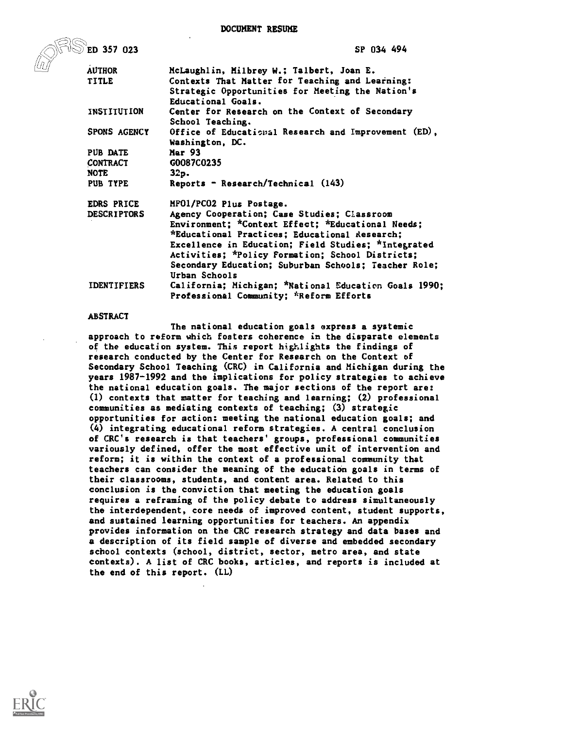# DOCUMENT RESUME

ED 357 023 SP 034 494

| | |
|---|---|
| AUTHOR | McLaughlin, Milbrey W.; Talbert, Joan E. |
| TITLE | Contexts That Matter for Teaching and Learning: Strategic Opportunities for Meeting the Nation's Educational Goals. |
| INSTITUTION | Center for Research on the Context of Secondary School Teaching. |
| SPONS AGENCY | Office of Educational Research and Improvement (ED), Washington, DC. |
| PUB DATE | Mar 93 |
| CONTRACT | G0087C0235 |
| NOTE | 32p. |
| PUB TYPE | Reports - Research/Technical (143) |
| EDRS PRICE | MF01/PC02 Plus Postage. |
| DESCRIPTORS | Agency Cooperation; Case Studies; Classroom Environment; *Context Effect; *Educational Needs; *Educational Practices; Educational Research; Excellence in Education; Field Studies; *Integrated Activities; *Policy Formation; School Districts; Secondary Education; Suburban Schools; Teacher Role; Urban Schools |
| IDENTIFIERS | California; Michigan; *National Education Goals 1990; Professional Community; *Reform Efforts |

## ABSTRACT

The national education goals express a systemic approach to reform which fosters coherence in the disparate elements of the education system. This report highlights the findings of research conducted by the Center for Research on the Context of Secondary School Teaching (CRC) in California and Michigan during the years 1987-1992 and the implications for policy strategies to achieve the national education goals. The major sections of the report are: (1) contexts that matter for teaching and learning; (2) professional communities as mediating contexts of teaching; (3) strategic opportunities for action: meeting the national education goals; and (4) integrating educational reform strategies. A central conclusion of CRC's research is that teachers' groups, professional communities variously defined, offer the most effective unit of intervention and reform; it is within the context of a professional community that teachers can consider the meaning of the education goals in terms of their classrooms, students, and content area. Related to this conclusion is the conviction that meeting the education goals requires a reframing of the policy debate to address simultaneously the interdependent, core needs of improved content, student supports, and sustained learning opportunities for teachers. An appendix provides information on the CRC research strategy and data bases and a description of its field sample of diverse and embedded secondary school contexts (school, district, sector, metro area, and state contexts). A list of CRC books, articles, and reports is included at the end of this report. (LL)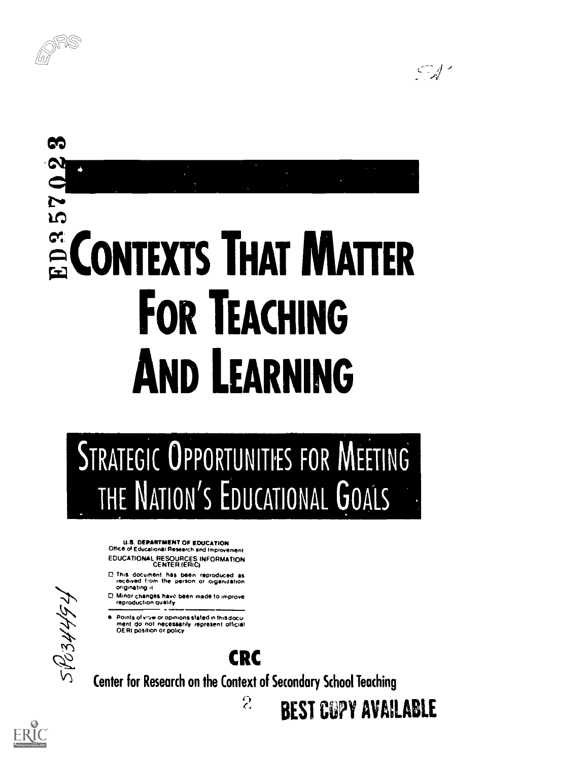ED357023

# CONTEXTS THAT MATTER FOR TEACHING AND LEARNING

## STRATEGIC OPPORTUNITIES FOR MEETING THE NATION'S EDUCATIONAL GOALS

**U.S. DEPARTMENT OF EDUCATION**
Office of Educational Research and Improvement
EDUCATIONAL RESOURCES INFORMATION CENTER (ERIC)

- This document has been reproduced as received from the person or organization originating it
- Minor changes have been made to improve reproduction quality

- Points of view or opinions stated in this document do not necessarily represent official OERI position or policy

SP034494

**CRC**

**Center for Research on the Context of Secondary School Teaching**

**BEST COPY AVAILABLE**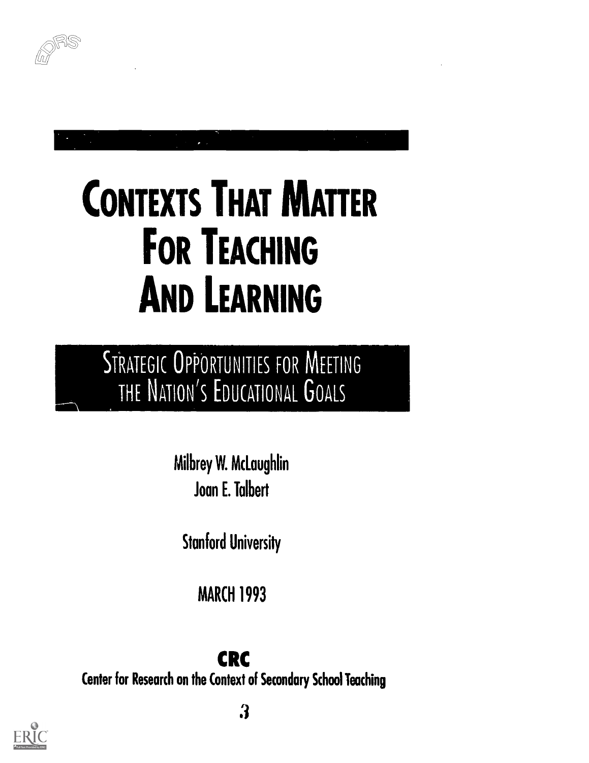# Contexts That Matter For Teaching And Learning

## Strategic Opportunities for Meeting the Nation's Educational Goals

Milbrey W. McLaughlin

Joan E. Talbert

Stanford University

MARCH 1993

**CRC**

**Center for Research on the Context of Secondary School Teaching**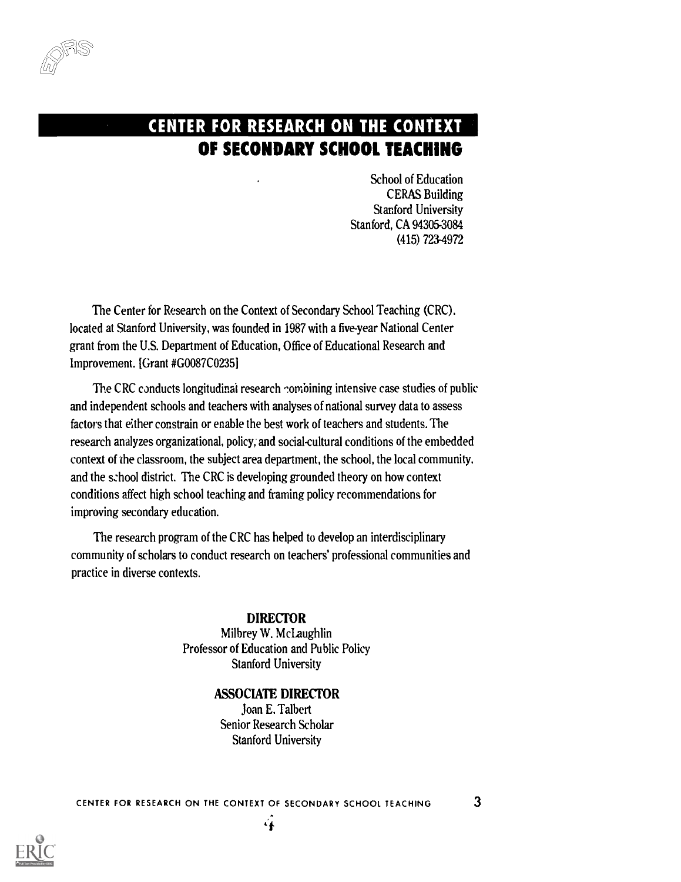# CENTER FOR RESEARCH ON THE CONTEXT OF SECONDARY SCHOOL TEACHING

School of Education
CERAS Building
Stanford University
Stanford, CA 94305-3084
(415) 723-4972

The Center for Research on the Context of Secondary School Teaching (CRC), located at Stanford University, was founded in 1987 with a five-year National Center grant from the U.S. Department of Education, Office of Educational Research and Improvement. [Grant #G0087C0235]

The CRC conducts longitudinal research combining intensive case studies of public and independent schools and teachers with analyses of national survey data to assess factors that either constrain or enable the best work of teachers and students. The research analyzes organizational, policy, and social-cultural conditions of the embedded context of the classroom, the subject area department, the school, the local community, and the school district. The CRC is developing grounded theory on how context conditions affect high school teaching and framing policy recommendations for improving secondary education.

The research program of the CRC has helped to develop an interdisciplinary community of scholars to conduct research on teachers' professional communities and practice in diverse contexts.

**DIRECTOR**
Milbrey W. McLaughlin
Professor of Education and Public Policy
Stanford University

**ASSOCIATE DIRECTOR**
Joan E. Talbert
Senior Research Scholar
Stanford University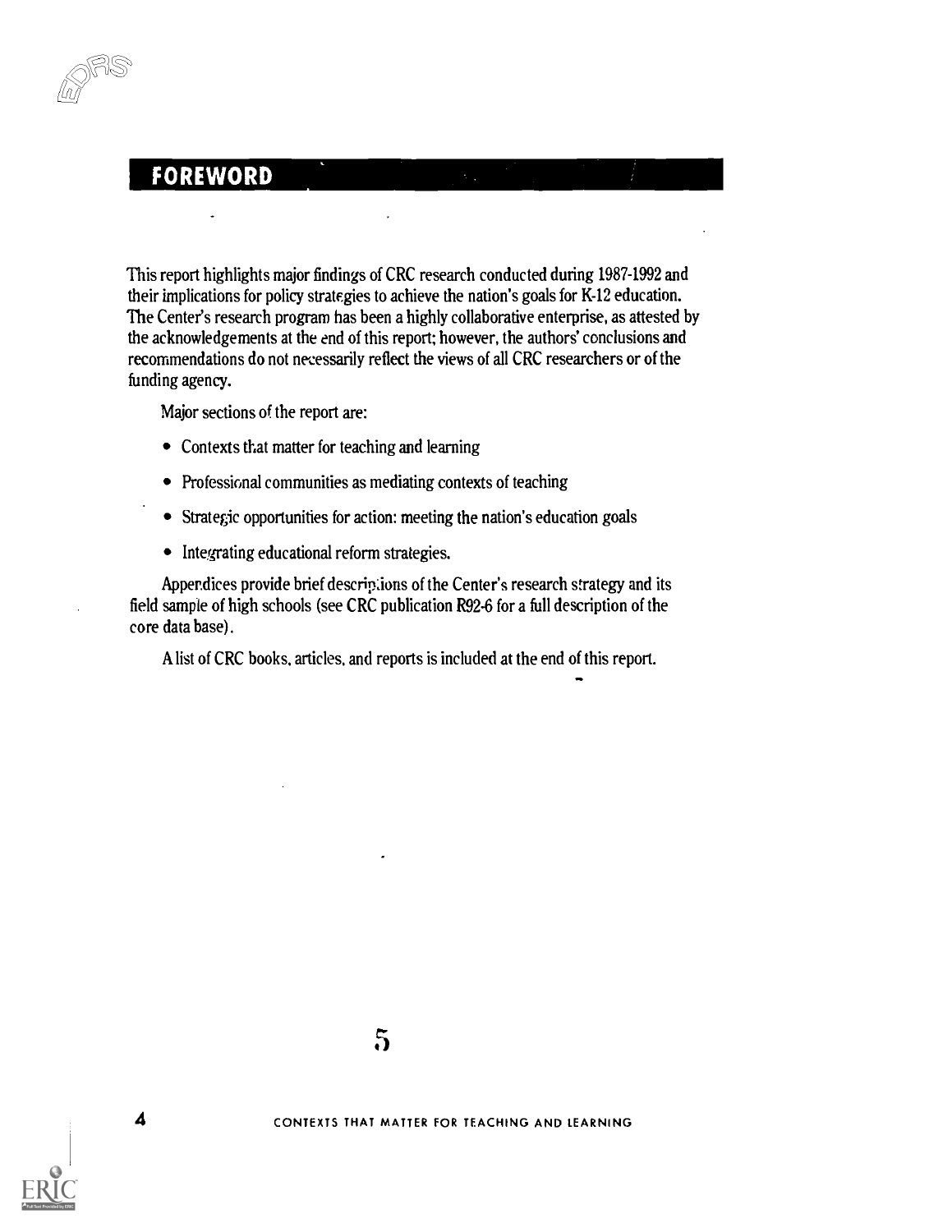## FOREWORD

This report highlights major findings of CRC research conducted during 1987-1992 and their implications for policy strategies to achieve the nation's goals for K-12 education. The Center's research program has been a highly collaborative enterprise, as attested by the acknowledgements at the end of this report; however, the authors' conclusions and recommendations do not necessarily reflect the views of all CRC researchers or of the funding agency.

Major sections of the report are:

- Contexts that matter for teaching and learning
- Professional communities as mediating contexts of teaching
- Strategic opportunities for action: meeting the nation's education goals
- Integrating educational reform strategies.

Appendices provide brief descriptions of the Center's research strategy and its field sample of high schools (see CRC publication R92-6 for a full description of the core data base).

A list of CRC books, articles, and reports is included at the end of this report.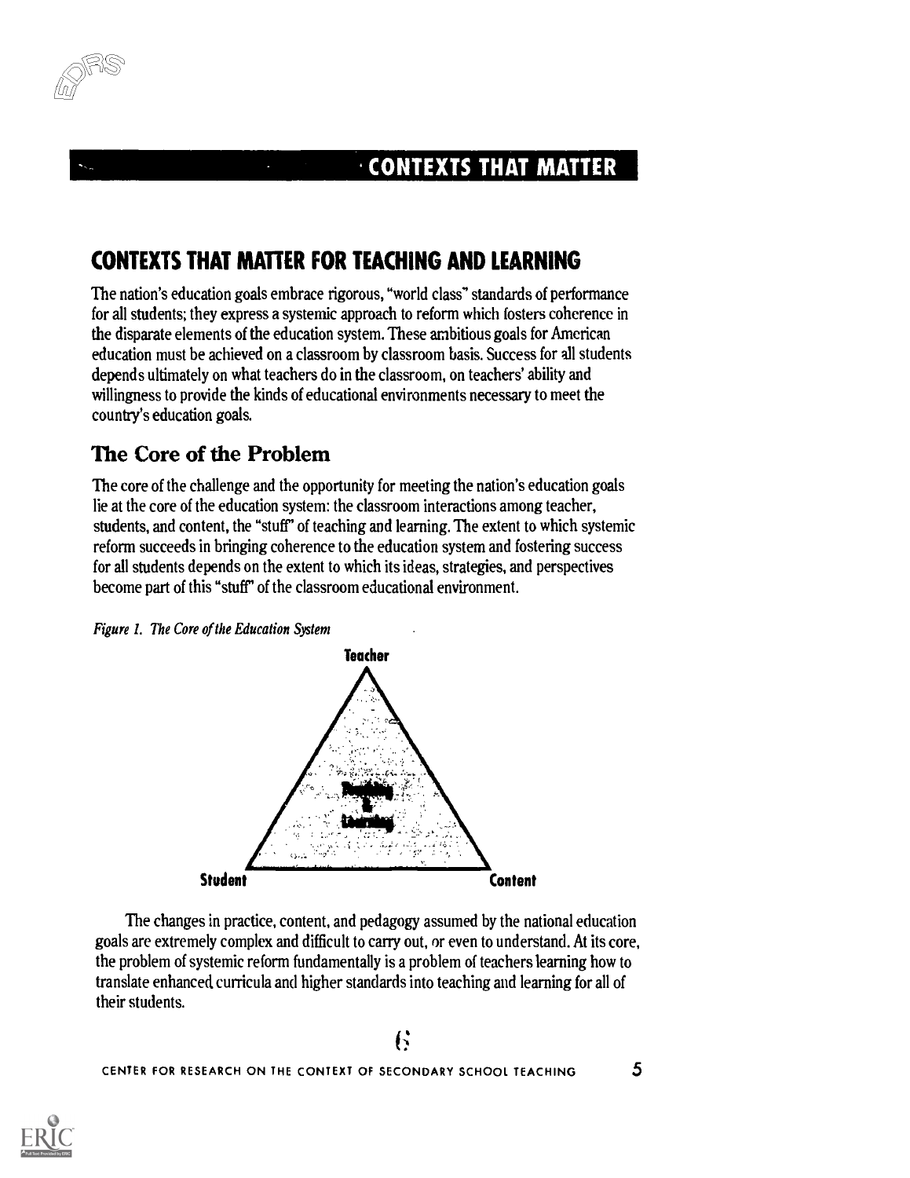# CONTEXTS THAT MATTER FOR TEACHING AND LEARNING

The nation's education goals embrace rigorous, "world class" standards of performance for all students; they express a systemic approach to reform which fosters coherence in the disparate elements of the education system. These ambitious goals for American education must be achieved on a classroom by classroom basis. Success for all students depends ultimately on what teachers do in the classroom, on teachers' ability and willingness to provide the kinds of educational environments necessary to meet the country's education goals.

## The Core of the Problem

The core of the challenge and the opportunity for meeting the nation's education goals lie at the core of the education system: the classroom interactions among teacher, students, and content, the "stuff" of teaching and learning. The extent to which systemic reform succeeds in bringing coherence to the education system and fostering success for all students depends on the extent to which its ideas, strategies, and perspectives become part of this "stuff" of the classroom educational environment.

*Figure 1. The Core of the Education System*

Teacher

Teaching & Learning

Student

Content

The changes in practice, content, and pedagogy assumed by the national education goals are extremely complex and difficult to carry out, or even to understand. At its core, the problem of systemic reform fundamentally is a problem of teachers learning how to translate enhanced curricula and higher standards into teaching and learning for all of their students.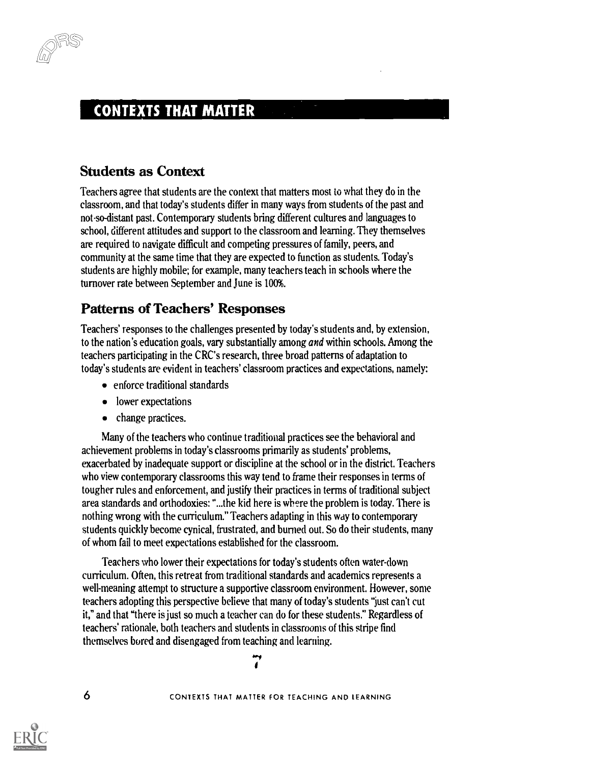# CONTEXTS THAT MATTER

## Students as Context

Teachers agree that students are the context that matters most to what they do in the classroom, and that today's students differ in many ways from students of the past and not-so-distant past. Contemporary students bring different cultures and languages to school, different attitudes and support to the classroom and learning. They themselves are required to navigate difficult and competing pressures of family, peers, and community at the same time that they are expected to function as students. Today's students are highly mobile; for example, many teachers teach in schools where the turnover rate between September and June is 100%.

## Patterns of Teachers' Responses

Teachers' responses to the challenges presented by today's students and, by extension, to the nation's education goals, vary substantially among *and* within schools. Among the teachers participating in the CRC's research, three broad patterns of adaptation to today's students are evident in teachers' classroom practices and expectations, namely:

- enforce traditional standards
- lower expectations
- change practices.

Many of the teachers who continue traditional practices see the behavioral and achievement problems in today's classrooms primarily as students' problems, exacerbated by inadequate support or discipline at the school or in the district. Teachers who view contemporary classrooms this way tend to frame their responses in terms of tougher rules and enforcement, and justify their practices in terms of traditional subject area standards and orthodoxies: "...the kid here is where the problem is today. There is nothing wrong with the curriculum." Teachers adapting in this way to contemporary students quickly become cynical, frustrated, and burned out. So do their students, many of whom fail to meet expectations established for the classroom.

Teachers who lower their expectations for today's students often water-down curriculum. Often, this retreat from traditional standards and academics represents a well-meaning attempt to structure a supportive classroom environment. However, some teachers adopting this perspective believe that many of today's students "just can't cut it," and that "there is just so much a teacher can do for these students." Regardless of teachers' rationale, both teachers and students in classrooms of this stripe find themselves bored and disengaged from teaching and learning.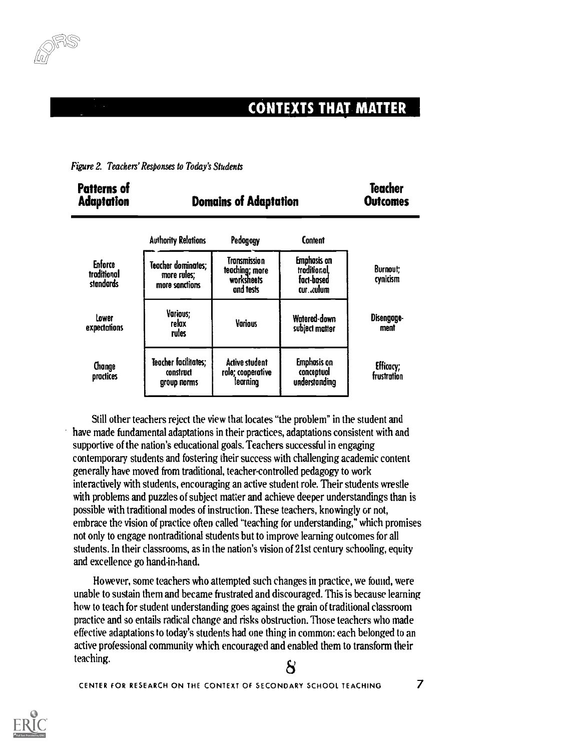## CONTEXTS THAT MATTER

*Figure 2. Teachers' Responses to Today's Students*

| Patterns of Adaptation | Domains of Adaptation | | | Teacher Outcomes |
|---|---|---|---|---|
| | Authority Relations | Pedagogy | Content | |
| Enforce traditional standards | Teacher dominates; more rules; more sanctions | Transmission teaching; more worksheets and tests | Emphasis on traditional, fact-based curriculum | Burnout; cynicism |
| Lower expectations | Various; relax rules | Various | Watered-down subject matter | Disengagement |
| Change practices | Teacher facilitates; construct group norms | Active student role; cooperative learning | Emphasis on conceptual understanding | Efficacy; frustration |

Still other teachers reject the view that locates "the problem" in the student and have made fundamental adaptations in their practices, adaptations consistent with and supportive of the nation's educational goals. Teachers successful in engaging contemporary students and fostering their success with challenging academic content generally have moved from traditional, teacher-controlled pedagogy to work interactively with students, encouraging an active student role. Their students wrestle with problems and puzzles of subject matter and achieve deeper understandings than is possible with traditional modes of instruction. These teachers, knowingly or not, embrace the vision of practice often called "teaching for understanding," which promises not only to engage nontraditional students but to improve learning outcomes for all students. In their classrooms, as in the nation's vision of 21st century schooling, equity and excellence go hand-in-hand.

However, some teachers who attempted such changes in practice, we found, were unable to sustain them and became frustrated and discouraged. This is because learning how to teach for student understanding goes against the grain of traditional classroom practice and so entails radical change and risks obstruction. Those teachers who made effective adaptations to today's students had one thing in common: each belonged to an active professional community which encouraged and enabled them to transform their teaching.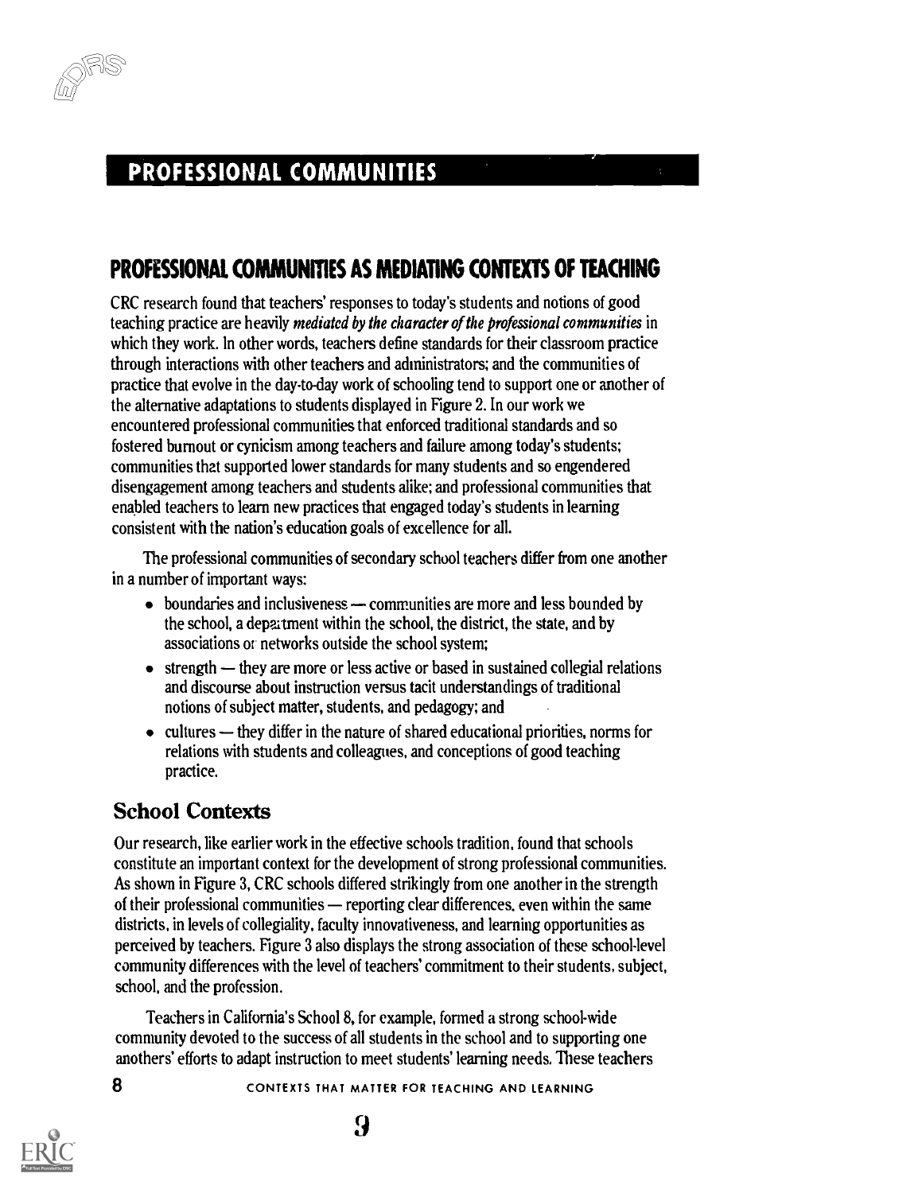# PROFESSIONAL COMMUNITIES

## PROFESSIONAL COMMUNITIES AS MEDIATING CONTEXTS OF TEACHING

CRC research found that teachers' responses to today's students and notions of good teaching practice are heavily *mediated by the character of the professional communities* in which they work. In other words, teachers define standards for their classroom practice through interactions with other teachers and administrators; and the communities of practice that evolve in the day-to-day work of schooling tend to support one or another of the alternative adaptations to students displayed in Figure 2. In our work we encountered professional communities that enforced traditional standards and so fostered burnout or cynicism among teachers and failure among today's students; communities that supported lower standards for many students and so engendered disengagement among teachers and students alike; and professional communities that enabled teachers to learn new practices that engaged today's students in learning consistent with the nation's education goals of excellence for all.

The professional communities of secondary school teachers differ from one another in a number of important ways:

- boundaries and inclusiveness — communities are more and less bounded by the school, a department within the school, the district, the state, and by associations or networks outside the school system;
- strength — they are more or less active or based in sustained collegial relations and discourse about instruction versus tacit understandings of traditional notions of subject matter, students, and pedagogy; and
- cultures — they differ in the nature of shared educational priorities, norms for relations with students and colleagues, and conceptions of good teaching practice.

### School Contexts

Our research, like earlier work in the effective schools tradition, found that schools constitute an important context for the development of strong professional communities. As shown in Figure 3, CRC schools differed strikingly from one another in the strength of their professional communities — reporting clear differences, even within the same districts, in levels of collegiality, faculty innovativeness, and learning opportunities as perceived by teachers. Figure 3 also displays the strong association of these school-level community differences with the level of teachers' commitment to their students, subject, school, and the profession.

Teachers in California's School 8, for example, formed a strong school-wide community devoted to the success of all students in the school and to supporting one anothers' efforts to adapt instruction to meet students' learning needs. These teachers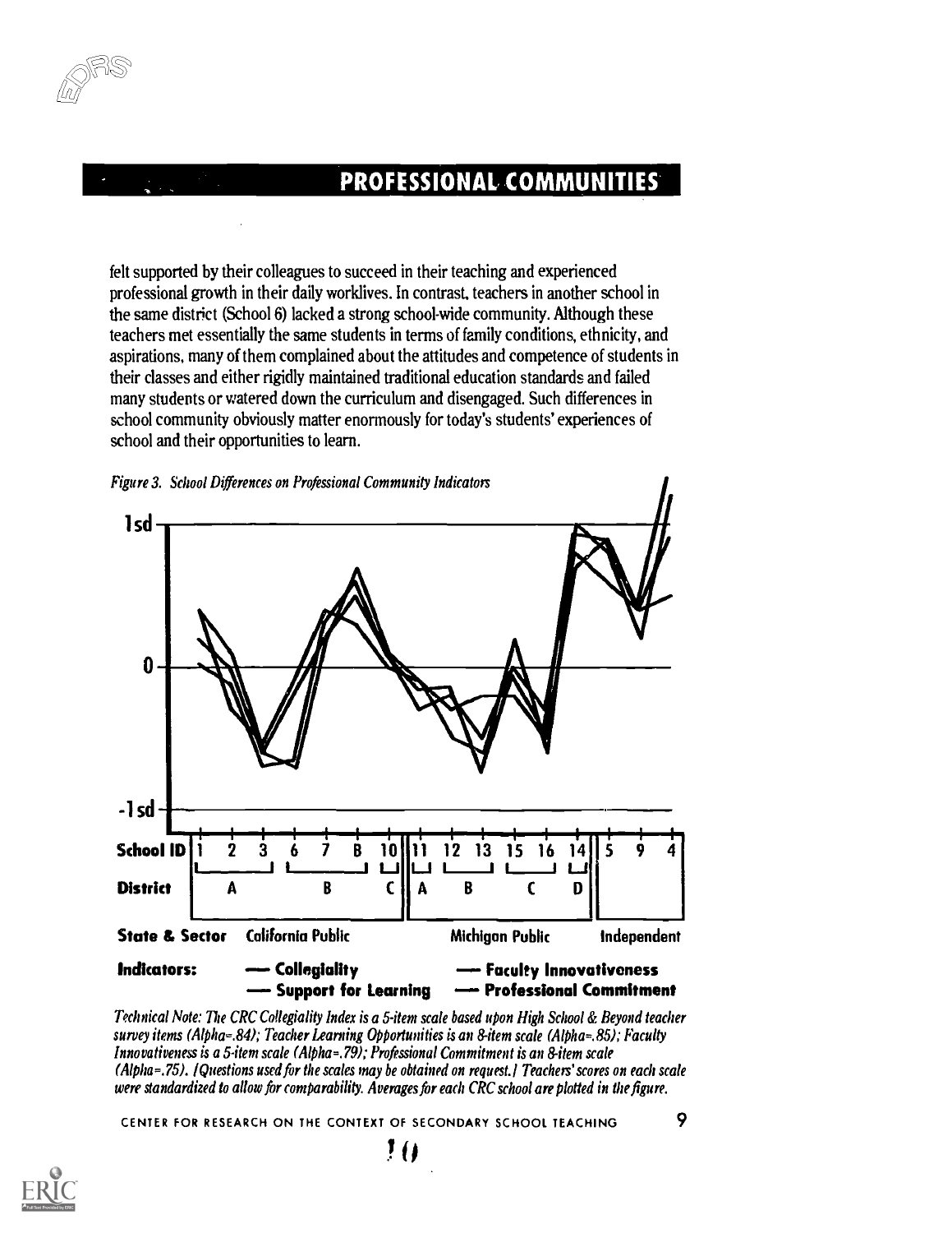felt supported by their colleagues to succeed in their teaching and experienced professional growth in their daily worklives. In contrast, teachers in another school in the same district (School 6) lacked a strong school-wide community. Although these teachers met essentially the same students in terms of family conditions, ethnicity, and aspirations, many of them complained about the attitudes and competence of students in their classes and either rigidly maintained traditional education standards and failed many students or watered down the curriculum and disengaged. Such differences in school community obviously matter enormously for today's students' experiences of school and their opportunities to learn.

*Figure 3. School Differences on Professional Community Indicators*

| School ID | 1 | 2 | 3 | 6 | 7 | 8 | 10 | 11 | 12 | 13 | 15 | 16 | 14 | 5 | 9 | 4 |
|---|---|---|---|---|---|---|---|---|---|---|---|---|---|---|---|---|
| District | A | | | B | | | C | A | B | | C | | D | | | |
| State & Sector | California Public | | | | | | | Michigan Public | | | | | | Independent | | |

Indicators: Collegiality; Support for Learning; Faculty Innovativeness; Professional Commitment

*Technical Note: The CRC Collegiality Index is a 5-item scale based upon High School & Beyond teacher survey items (Alpha=.84); Teacher Learning Opportunities is an 8-item scale (Alpha=.85); Faculty Innovativeness is a 5-item scale (Alpha=.79); Professional Commitment is an 8-item scale (Alpha=.75). (Questions used for the scales may be obtained on request.) Teachers' scores on each scale were standardized to allow for comparability. Averages for each CRC school are plotted in the figure.*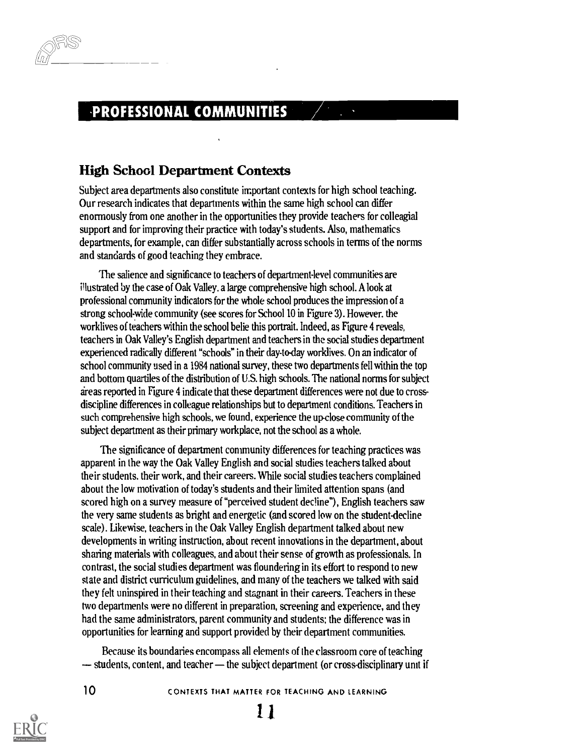# PROFESSIONAL COMMUNITIES

## High School Department Contexts

Subject area departments also constitute important contexts for high school teaching. Our research indicates that departments within the same high school can differ enormously from one another in the opportunities they provide teachers for colleagial support and for improving their practice with today's students. Also, mathematics departments, for example, can differ substantially across schools in terms of the norms and standards of good teaching they embrace.

The salience and significance to teachers of department-level communities are illustrated by the case of Oak Valley, a large comprehensive high school. A look at professional community indicators for the whole school produces the impression of a strong school-wide community (see scores for School 10 in Figure 3). However, the worklives of teachers within the school belie this portrait. Indeed, as Figure 4 reveals, teachers in Oak Valley's English department and teachers in the social studies department experienced radically different "schools" in their day-to-day worklives. On an indicator of school community used in a 1984 national survey, these two departments fell within the top and bottom quartiles of the distribution of U.S. high schools. The national norms for subject areas reported in Figure 4 indicate that these department differences were not due to cross-discipline differences in colleague relationships but to department conditions. Teachers in such comprehensive high schools, we found, experience the up-close community of the subject department as their primary workplace, not the school as a whole.

The significance of department community differences for teaching practices was apparent in the way the Oak Valley English and social studies teachers talked about their students, their work, and their careers. While social studies teachers complained about the low motivation of today's students and their limited attention spans (and scored high on a survey measure of "perceived student decline"), English teachers saw the very same students as bright and energetic (and scored low on the student-decline scale). Likewise, teachers in the Oak Valley English department talked about new developments in writing instruction, about recent innovations in the department, about sharing materials with colleagues, and about their sense of growth as professionals. In contrast, the social studies department was floundering in its effort to respond to new state and district curriculum guidelines, and many of the teachers we talked with said they felt uninspired in their teaching and stagnant in their careers. Teachers in these two departments were no different in preparation, screening and experience, and they had the same administrators, parent community and students; the difference was in opportunities for learning and support provided by their department communities.

Because its boundaries encompass all elements of the classroom core of teaching — students, content, and teacher — the subject department (or cross-disciplinary unit if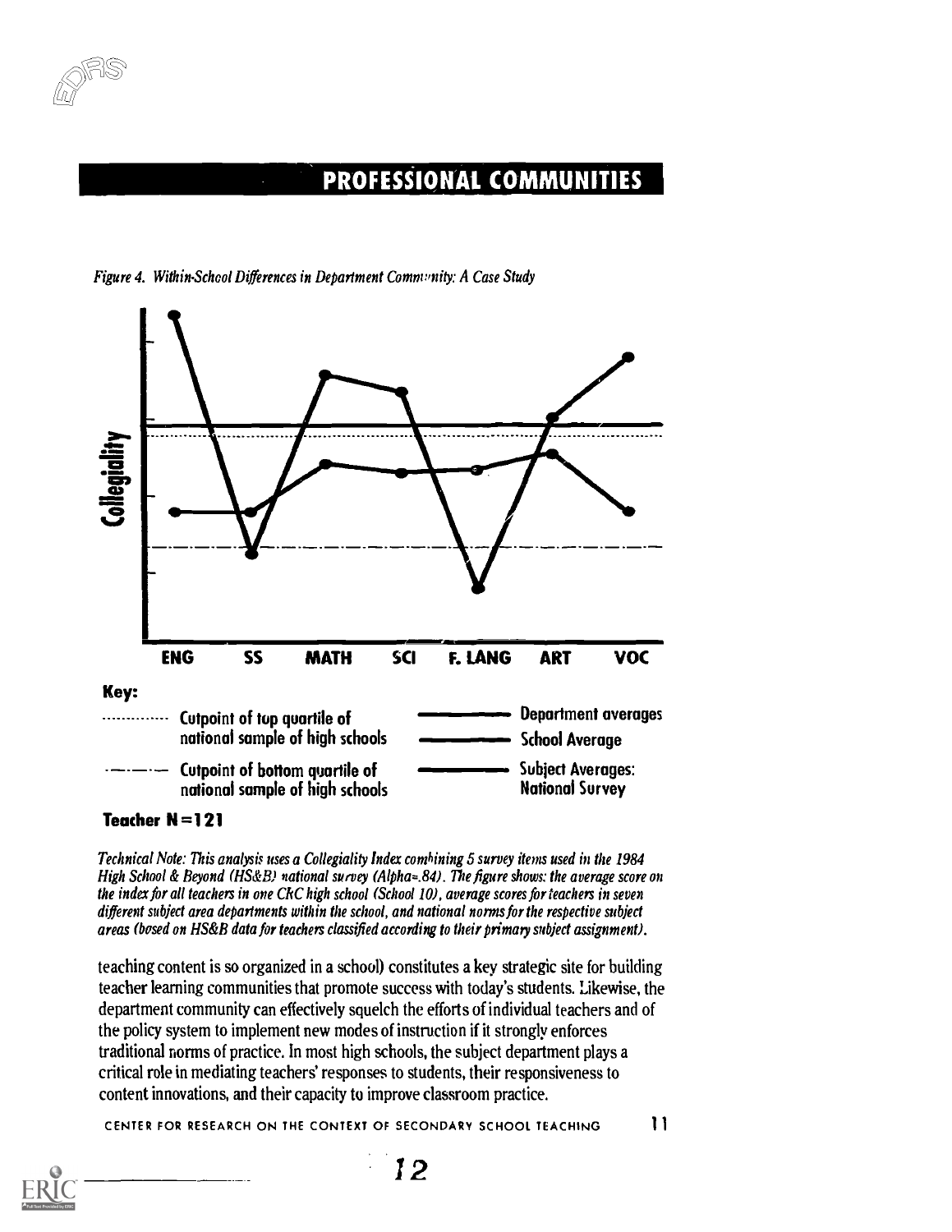## PROFESSIONAL COMMUNITIES

*Figure 4. Within-School Differences in Department Community: A Case Study*

Collegiality

ENG SS MATH SCI F. LANG ART VOC

**Key:**

- Cutpoint of top quartile of national sample of high schools
- Cutpoint of bottom quartile of national sample of high schools
- Department averages
- School Average
- Subject Averages: National Survey

**Teacher N = 121**

*Technical Note: This analysis uses a Collegiality Index combining 5 survey items used in the 1984 High School & Beyond (HS&B) national survey (Alpha=.84). The figure shows: the average score on the index for all teachers in one CRC high school (School 10), average scores for teachers in seven different subject area departments within the school, and national norms for the respective subject areas (based on HS&B data for teachers classified according to their primary subject assignment).*

teaching content is so organized in a school) constitutes a key strategic site for building teacher learning communities that promote success with today's students. Likewise, the department community can effectively squelch the efforts of individual teachers and of the policy system to implement new modes of instruction if it strongly enforces traditional norms of practice. In most high schools, the subject department plays a critical role in mediating teachers' responses to students, their responsiveness to content innovations, and their capacity to improve classroom practice.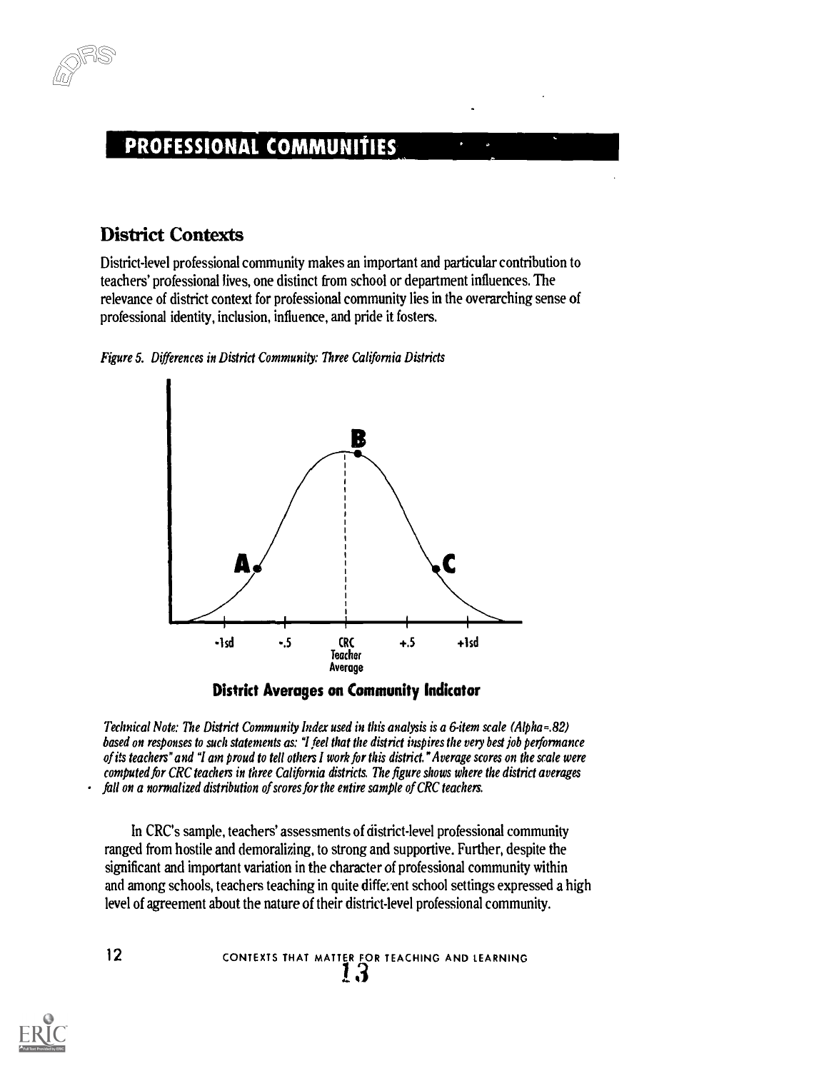# PROFESSIONAL COMMUNITIES

## District Contexts

District-level professional community makes an important and particular contribution to teachers' professional lives, one distinct from school or department influences. The relevance of district context for professional community lies in the overarching sense of professional identity, inclusion, influence, and pride it fosters.

*Figure 5. Differences in District Community: Three California Districts*

A B C

-1sd -.5 CRC Teacher Average +.5 +1sd

**District Averages on Community Indicator**

*Technical Note: The District Community Index used in this analysis is a 6-item scale (Alpha=.82) based on responses to such statements as: "I feel that the district inspires the very best job performance of its teachers" and "I am proud to tell others I work for this district." Average scores on the scale were computed for CRC teachers in three California districts. The figure shows where the district averages fall on a normalized distribution of scores for the entire sample of CRC teachers.*

In CRC's sample, teachers' assessments of district-level professional community ranged from hostile and demoralizing, to strong and supportive. Further, despite the significant and important variation in the character of professional community within and among schools, teachers teaching in quite different school settings expressed a high level of agreement about the nature of their district-level professional community.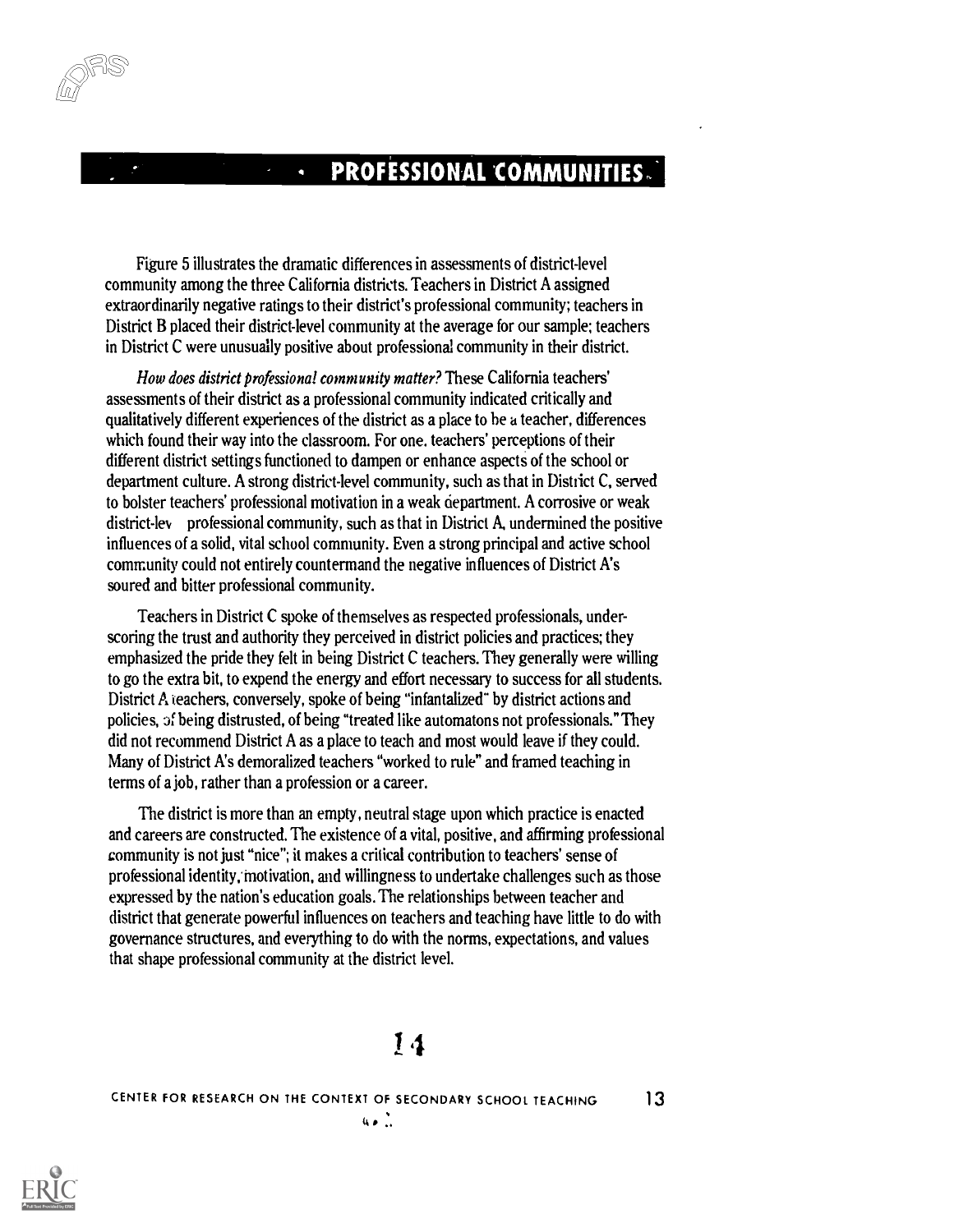## PROFESSIONAL COMMUNITIES

Figure 5 illustrates the dramatic differences in assessments of district-level community among the three California districts. Teachers in District A assigned extraordinarily negative ratings to their district's professional community; teachers in District B placed their district-level community at the average for our sample; teachers in District C were unusually positive about professional community in their district.

*How does district professional community matter?* These California teachers' assessments of their district as a professional community indicated critically and qualitatively different experiences of the district as a place to be a teacher, differences which found their way into the classroom. For one, teachers' perceptions of their different district settings functioned to dampen or enhance aspects of the school or department culture. A strong district-level community, such as that in District C, served to bolster teachers' professional motivation in a weak department. A corrosive or weak district-lev professional community, such as that in District A, undermined the positive influences of a solid, vital school community. Even a strong principal and active school community could not entirely countermand the negative influences of District A's soured and bitter professional community.

Teachers in District C spoke of themselves as respected professionals, underscoring the trust and authority they perceived in district policies and practices; they emphasized the pride they felt in being District C teachers. They generally were willing to go the extra bit, to expend the energy and effort necessary to success for all students. District A teachers, conversely, spoke of being "infantalized" by district actions and policies, of being distrusted, of being "treated like automatons not professionals." They did not recommend District A as a place to teach and most would leave if they could. Many of District A's demoralized teachers "worked to rule" and framed teaching in terms of a job, rather than a profession or a career.

The district is more than an empty, neutral stage upon which practice is enacted and careers are constructed. The existence of a vital, positive, and affirming professional community is not just "nice"; it makes a critical contribution to teachers' sense of professional identity, motivation, and willingness to undertake challenges such as those expressed by the nation's education goals. The relationships between teacher and district that generate powerful influences on teachers and teaching have little to do with governance structures, and everything to do with the norms, expectations, and values that shape professional community at the district level.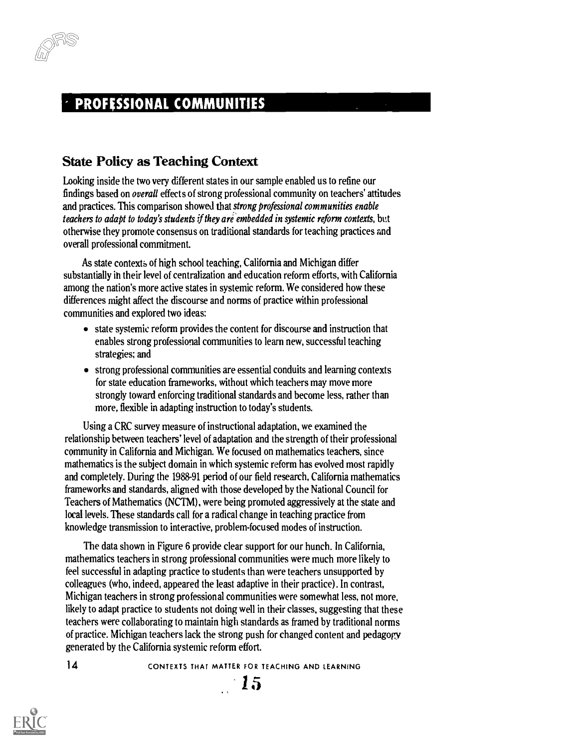## PROFESSIONAL COMMUNITIES

### State Policy as Teaching Context

Looking inside the two very different states in our sample enabled us to refine our findings based on *overall* effects of strong professional community on teachers' attitudes and practices. This comparison showed that *strong professional communities enable teachers to adapt to today's students if they are embedded in systemic reform contexts*, but otherwise they promote consensus on traditional standards for teaching practices and overall professional commitment.

As state contexts of high school teaching, California and Michigan differ substantially in their level of centralization and education reform efforts, with California among the nation's more active states in systemic reform. We considered how these differences might affect the discourse and norms of practice within professional communities and explored two ideas:

- state systemic reform provides the content for discourse and instruction that enables strong professional communities to learn new, successful teaching strategies; and
- strong professional communities are essential conduits and learning contexts for state education frameworks, without which teachers may move more strongly toward enforcing traditional standards and become less, rather than more, flexible in adapting instruction to today's students.

Using a CRC survey measure of instructional adaptation, we examined the relationship between teachers' level of adaptation and the strength of their professional community in California and Michigan. We focused on mathematics teachers, since mathematics is the subject domain in which systemic reform has evolved most rapidly and completely. During the 1988-91 period of our field research, California mathematics frameworks and standards, aligned with those developed by the National Council for Teachers of Mathematics (NCTM), were being promoted aggressively at the state and local levels. These standards call for a radical change in teaching practice from knowledge transmission to interactive, problem-focused modes of instruction.

The data shown in Figure 6 provide clear support for our hunch. In California, mathematics teachers in strong professional communities were much more likely to feel successful in adapting practice to students than were teachers unsupported by colleagues (who, indeed, appeared the least adaptive in their practice). In contrast, Michigan teachers in strong professional communities were somewhat less, not more, likely to adapt practice to students not doing well in their classes, suggesting that these teachers were collaborating to maintain high standards as framed by traditional norms of practice. Michigan teachers lack the strong push for changed content and pedagogy generated by the California systemic reform effort.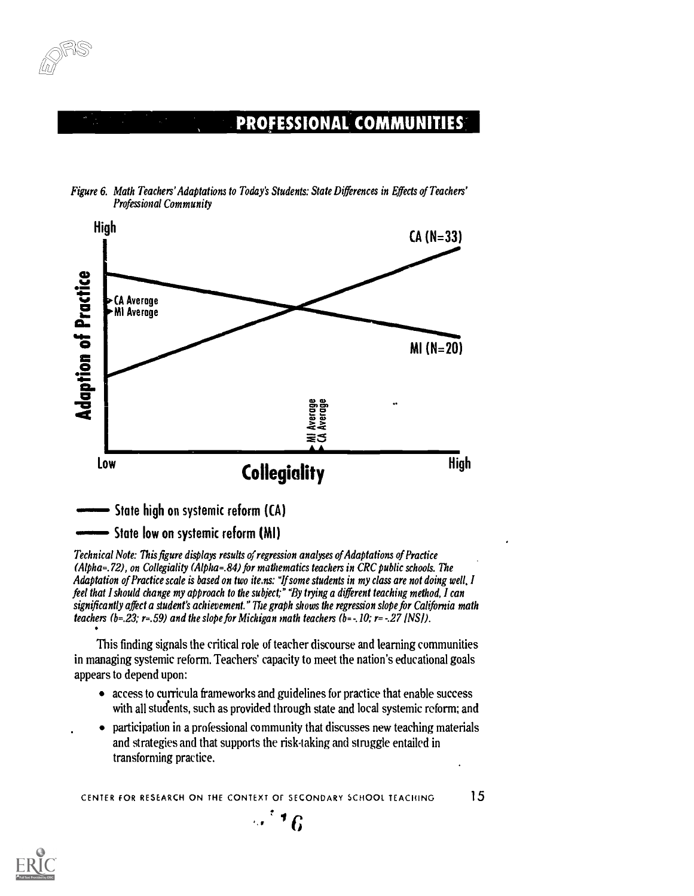## PROFESSIONAL COMMUNITIES

*Figure 6. Math Teachers' Adaptations to Today's Students: State Differences in Effects of Teachers' Professional Community*

High

CA (N=33)

Adaption of Practice

CA Average
MI Average

MI (N=20)

MI Average
CA Average

Low — Collegiality — High

State high on systemic reform (CA)

State low on systemic reform (MI)

*Technical Note: This figure displays results of regression analyses of Adaptations of Practice (Alpha=.72), on Collegiality (Alpha=.84) for mathematics teachers in CRC public schools. The Adaptation of Practice scale is based on two items: "If some students in my class are not doing well, I feel that I should change my approach to the subject;" "By trying a different teaching method, I can significantly affect a student's achievement." The graph shows the regression slope for California math teachers (b=.23; r=.59) and the slope for Michigan math teachers (b=-.10; r=-.27 [NS]).*

This finding signals the critical role of teacher discourse and learning communities in managing systemic reform. Teachers' capacity to meet the nation's educational goals appears to depend upon:

- access to curricula frameworks and guidelines for practice that enable success with all students, such as provided through state and local systemic reform; and
- participation in a professional community that discusses new teaching materials and strategies and that supports the risk-taking and struggle entailed in transforming practice.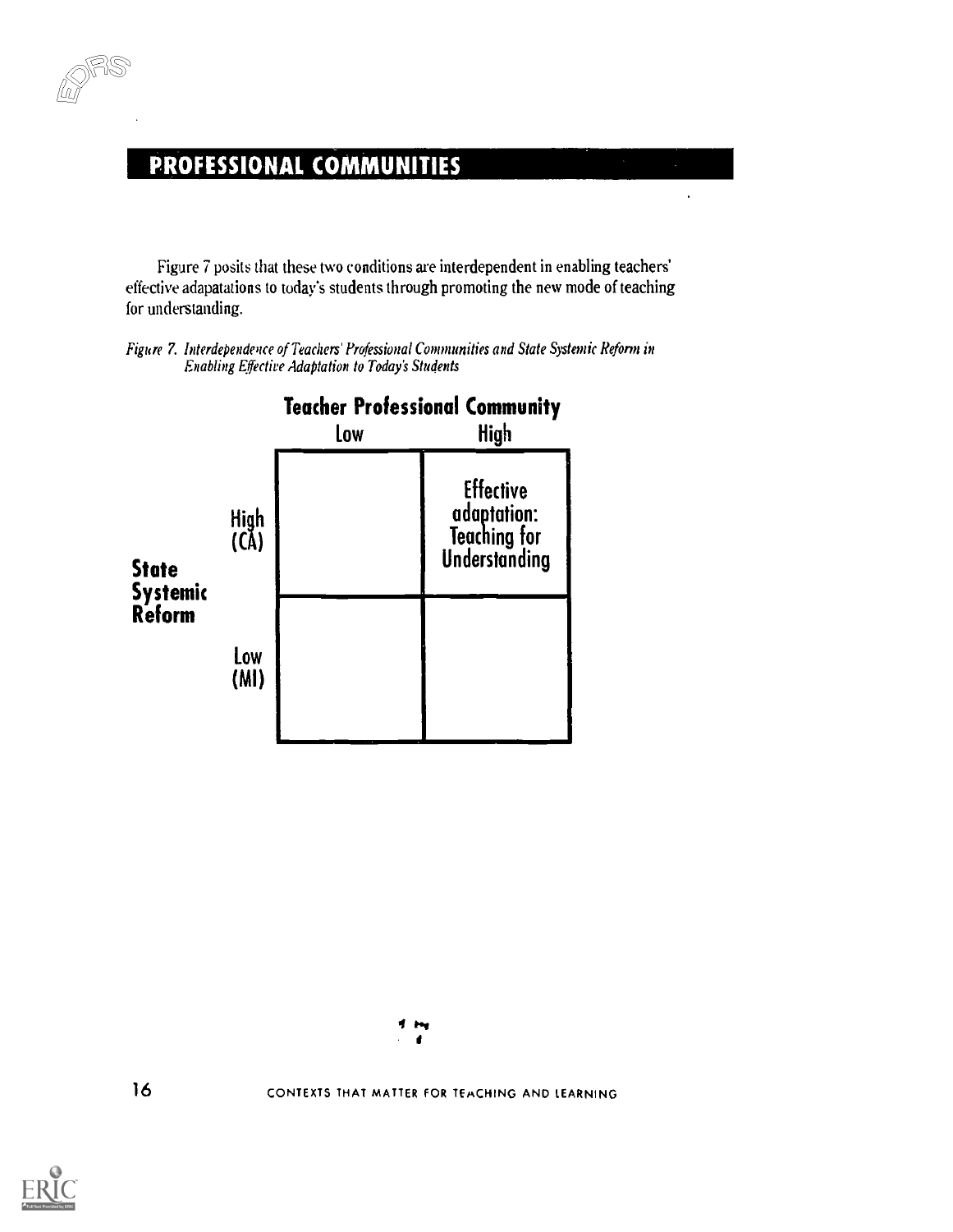## PROFESSIONAL COMMUNITIES

Figure 7 posits that these two conditions are interdependent in enabling teachers' effective adapatations to today's students through promoting the new mode of teaching for understanding.

*Figure 7. Interdependence of Teachers' Professional Communities and State Systemic Reform in Enabling Effective Adaptation to Today's Students*

| | | Teacher Professional Community | |
|---|---|---|---|
| | | Low | High |
| State Systemic Reform | High (CA) | | Effective adaptation: Teaching for Understanding |
| | Low (MI) | | |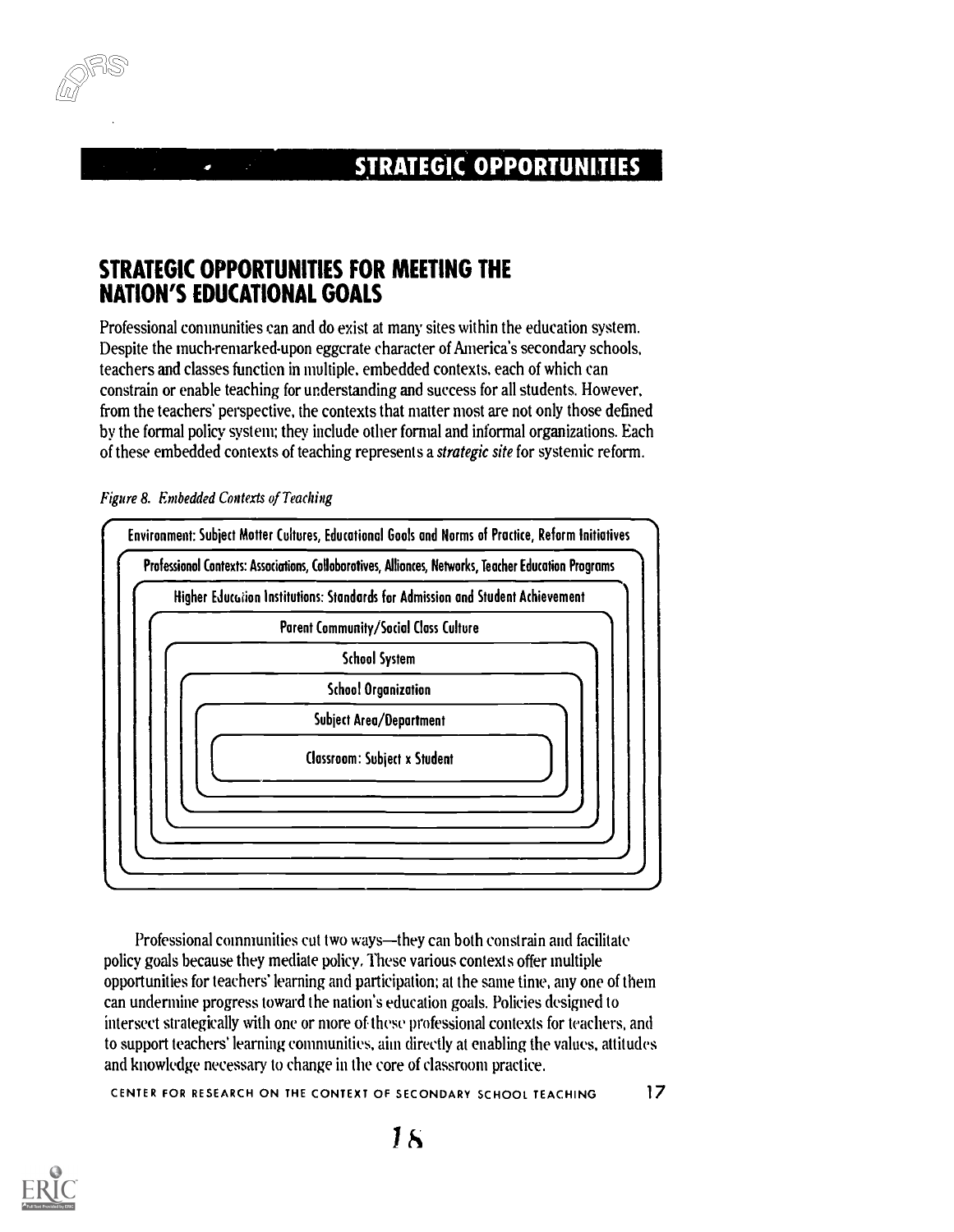## STRATEGIC OPPORTUNITIES FOR MEETING THE NATION'S EDUCATIONAL GOALS

Professional communities can and do exist at many sites within the education system. Despite the much-remarked-upon eggcrate character of America's secondary schools, teachers and classes function in multiple, embedded contexts, each of which can constrain or enable teaching for understanding and success for all students. However, from the teachers' perspective, the contexts that matter most are not only those defined by the formal policy system; they include other formal and informal organizations. Each of these embedded contexts of teaching represents a *strategic site* for systemic reform.

*Figure 8. Embedded Contexts of Teaching*

- Environment: Subject Matter Cultures, Educational Goals and Norms of Practice, Reform Initiatives
  - Professional Contexts: Associations, Collaboratives, Alliances, Networks, Teacher Education Programs
    - Higher Education Institutions: Standards for Admission and Student Achievement
      - Parent Community/Social Class Culture
        - School System
          - School Organization
            - Subject Area/Department
              - Classroom: Subject x Student

Professional communities cut two ways—they can both constrain and facilitate policy goals because they mediate policy. These various contexts offer multiple opportunities for teachers' learning and participation; at the same time, any one of them can undermine progress toward the nation's education goals. Policies designed to intersect strategically with one or more of these professional contexts for teachers, and to support teachers' learning communities, aim directly at enabling the values, attitudes and knowledge necessary to change in the core of classroom practice.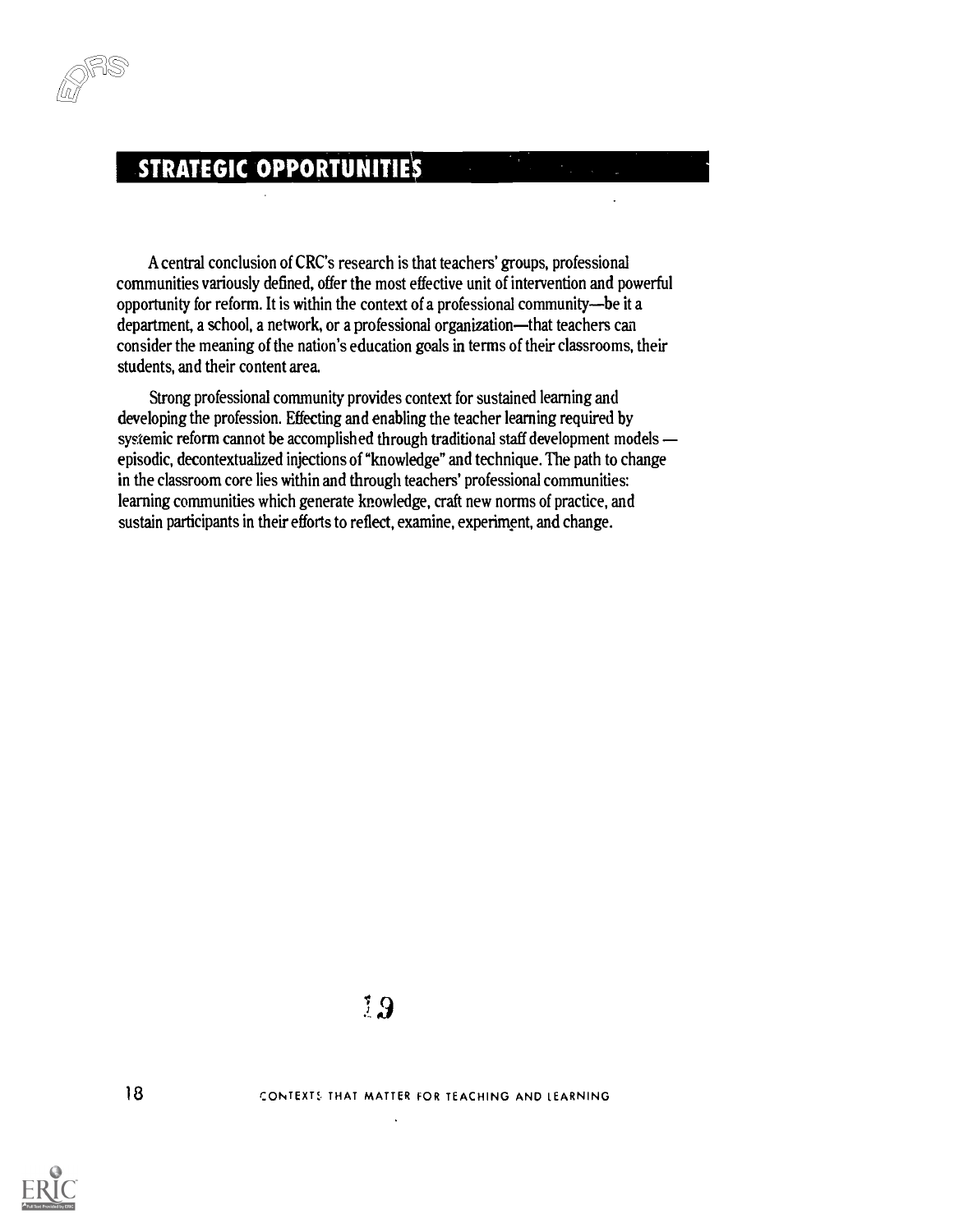## STRATEGIC OPPORTUNITIES

A central conclusion of CRC's research is that teachers' groups, professional communities variously defined, offer the most effective unit of intervention and powerful opportunity for reform. It is within the context of a professional community—be it a department, a school, a network, or a professional organization—that teachers can consider the meaning of the nation's education goals in terms of their classrooms, their students, and their content area.

Strong professional community provides context for sustained learning and developing the profession. Effecting and enabling the teacher learning required by systemic reform cannot be accomplished through traditional staff development models — episodic, decontextualized injections of "knowledge" and technique. The path to change in the classroom core lies within and through teachers' professional communities: learning communities which generate knowledge, craft new norms of practice, and sustain participants in their efforts to reflect, examine, experiment, and change.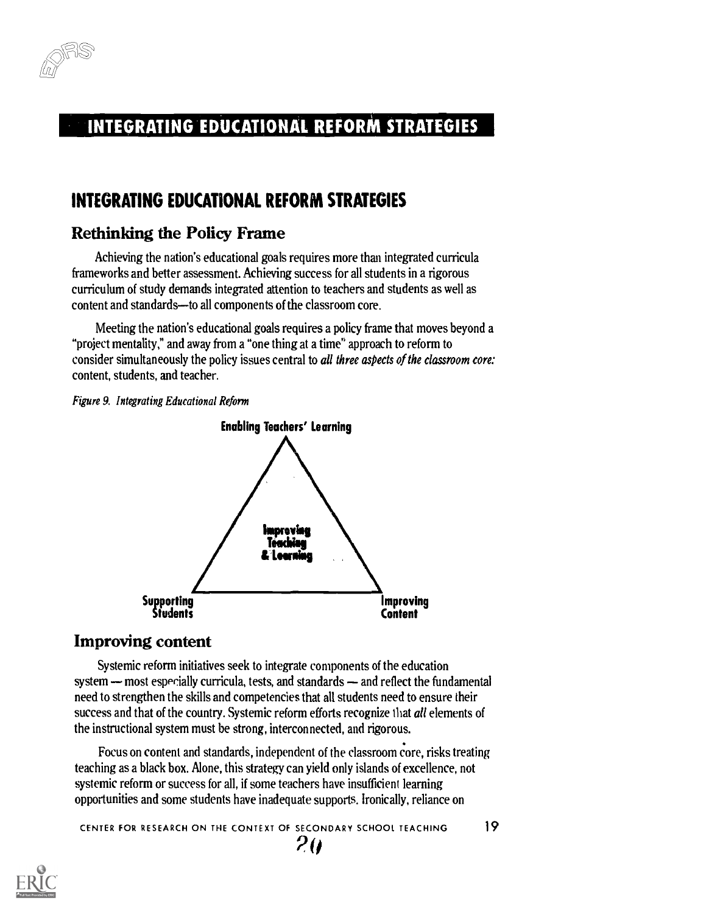# INTEGRATING EDUCATIONAL REFORM STRATEGIES

## Rethinking the Policy Frame

Achieving the nation's educational goals requires more than integrated curricula frameworks and better assessment. Achieving success for all students in a rigorous curriculum of study demands integrated attention to teachers and students as well as content and standards—to all components of the classroom core.

Meeting the nation's educational goals requires a policy frame that moves beyond a "project mentality," and away from a "one thing at a time" approach to reform to consider simultaneously the policy issues central to *all three aspects of the classroom core:* content, students, and teacher.

*Figure 9. Integrating Educational Reform*

Enabling Teachers' Learning

Improving Teaching & Learning

Supporting Students

Improving Content

## Improving content

Systemic reform initiatives seek to integrate components of the education system — most especially curricula, tests, and standards — and reflect the fundamental need to strengthen the skills and competencies that all students need to ensure their success and that of the country. Systemic reform efforts recognize that *all* elements of the instructional system must be strong, interconnected, and rigorous.

Focus on content and standards, independent of the classroom core, risks treating teaching as a black box. Alone, this strategy can yield only islands of excellence, not systemic reform or success for all, if some teachers have insufficient learning opportunities and some students have inadequate supports. Ironically, reliance on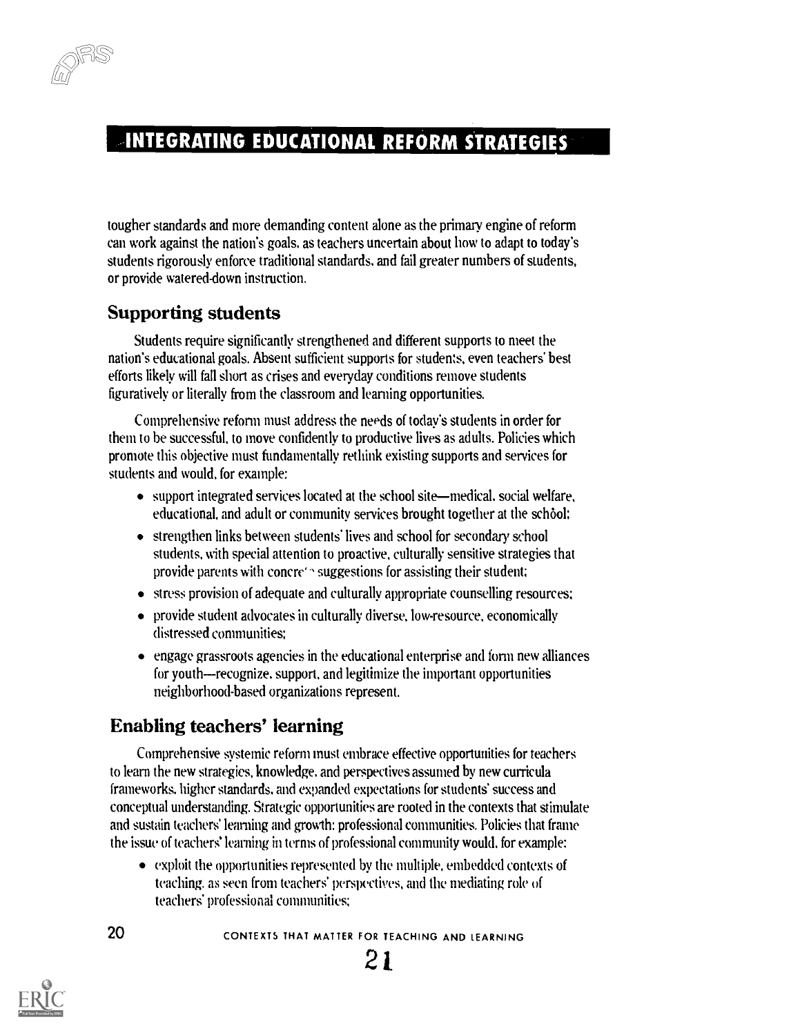tougher standards and more demanding content alone as the primary engine of reform can work against the nation's goals, as teachers uncertain about how to adapt to today's students rigorously enforce traditional standards, and fail greater numbers of students, or provide watered-down instruction.

## Supporting students

Students require significantly strengthened and different supports to meet the nation's educational goals. Absent sufficient supports for students, even teachers' best efforts likely will fall short as crises and everyday conditions remove students figuratively or literally from the classroom and learning opportunities.

Comprehensive reform must address the needs of today's students in order for them to be successful, to move confidently to productive lives as adults. Policies which promote this objective must fundamentally rethink existing supports and services for students and would, for example:

- support integrated services located at the school site—medical, social welfare, educational, and adult or community services brought together at the school;
- strengthen links between students' lives and school for secondary school students, with special attention to proactive, culturally sensitive strategies that provide parents with concrete suggestions for assisting their student;
- stress provision of adequate and culturally appropriate counselling resources;
- provide student advocates in culturally diverse, low-resource, economically distressed communities;
- engage grassroots agencies in the educational enterprise and form new alliances for youth—recognize, support, and legitimize the important opportunities neighborhood-based organizations represent.

## Enabling teachers' learning

Comprehensive systemic reform must embrace effective opportunities for teachers to learn the new strategies, knowledge, and perspectives assumed by new curricula frameworks, higher standards, and expanded expectations for students' success and conceptual understanding. Strategic opportunities are rooted in the contexts that stimulate and sustain teachers' learning and growth: professional communities. Policies that frame the issue of teachers' learning in terms of professional community would, for example:

- exploit the opportunities represented by the multiple, embedded contexts of teaching, as seen from teachers' perspectives, and the mediating role of teachers' professional communities;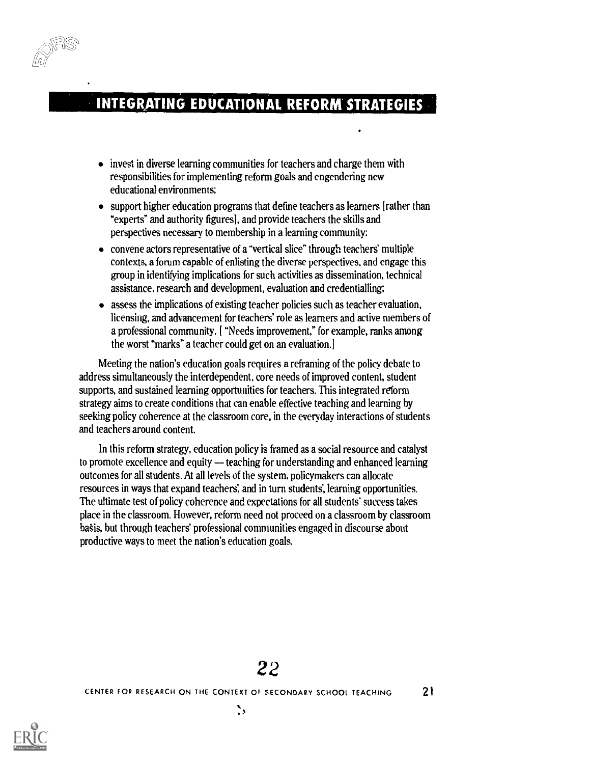- invest in diverse learning communities for teachers and charge them with responsibilities for implementing reform goals and engendering new educational environments;
- support higher education programs that define teachers as learners [rather than "experts" and authority figures], and provide teachers the skills and perspectives necessary to membership in a learning community;
- convene actors representative of a "vertical slice" through teachers' multiple contexts, a forum capable of enlisting the diverse perspectives, and engage this group in identifying implications for such activities as dissemination, technical assistance, research and development, evaluation and credentialling;
- assess the implications of existing teacher policies such as teacher evaluation, licensing, and advancement for teachers' role as learners and active members of a professional community. [ "Needs improvement," for example, ranks among the worst "marks" a teacher could get on an evaluation.]

Meeting the nation's education goals requires a reframing of the policy debate to address simultaneously the interdependent, core needs of improved content, student supports, and sustained learning opportunities for teachers. This integrated reform strategy aims to create conditions that can enable effective teaching and learning by seeking policy coherence at the classroom core, in the everyday interactions of students and teachers around content.

In this reform strategy, education policy is framed as a social resource and catalyst to promote excellence and equity — teaching for understanding and enhanced learning outcomes for all students. At all levels of the system, policymakers can allocate resources in ways that expand teachers', and in turn students', learning opportunities. The ultimate test of policy coherence and expectations for all students' success takes place in the classroom. However, reform need not proceed on a classroom by classroom basis, but through teachers' professional communities engaged in discourse about productive ways to meet the nation's education goals.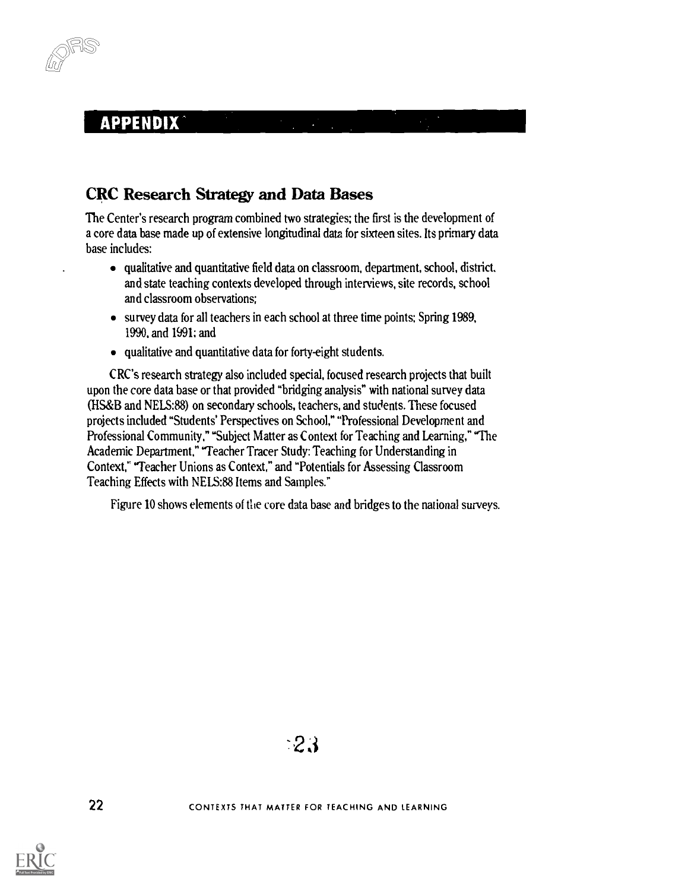## APPENDIX

### CRC Research Strategy and Data Bases

The Center's research program combined two strategies; the first is the development of a core data base made up of extensive longitudinal data for sixteen sites. Its primary data base includes:

- qualitative and quantitative field data on classroom, department, school, district, and state teaching contexts developed through interviews, site records, school and classroom observations;
- survey data for all teachers in each school at three time points; Spring 1989, 1990, and 1991; and
- qualitative and quantitative data for forty-eight students.

CRC's research strategy also included special, focused research projects that built upon the core data base or that provided "bridging analysis" with national survey data (HS&B and NELS:88) on secondary schools, teachers, and students. These focused projects included "Students' Perspectives on School," "Professional Development and Professional Community," "Subject Matter as Context for Teaching and Learning," "The Academic Department," "Teacher Tracer Study: Teaching for Understanding in Context," "Teacher Unions as Context," and "Potentials for Assessing Classroom Teaching Effects with NELS:88 Items and Samples."

Figure 10 shows elements of the core data base and bridges to the national surveys.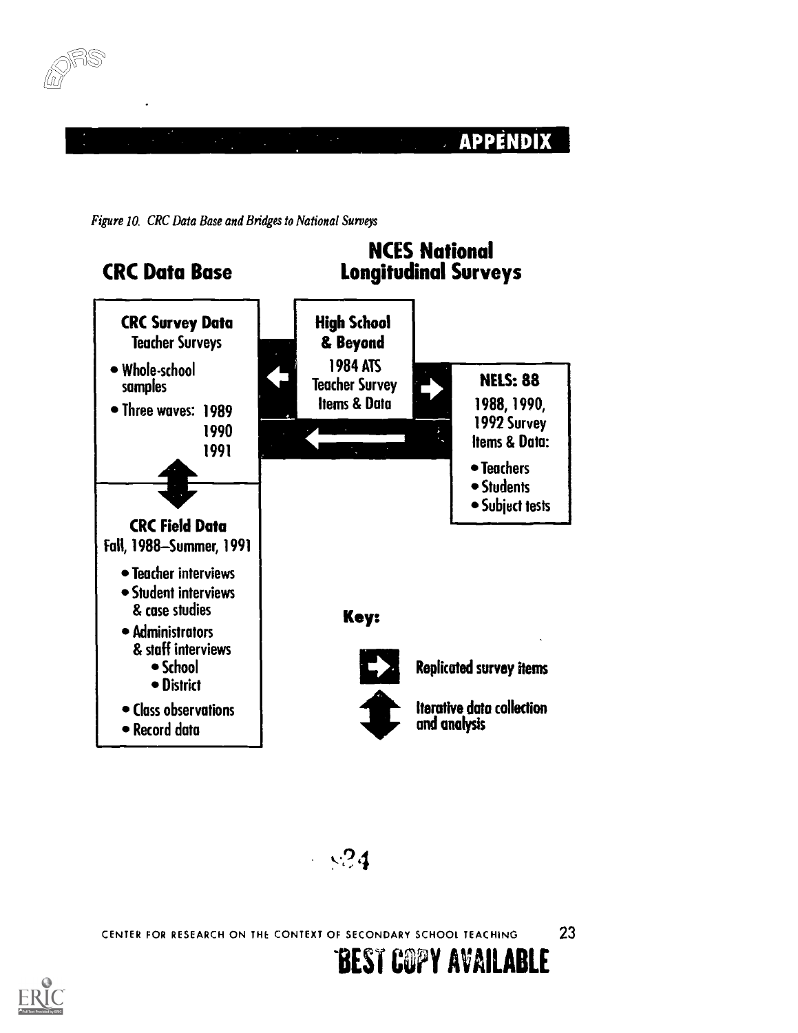## APPENDIX

*Figure 10. CRC Data Base and Bridges to National Surveys*

### CRC Data Base

**CRC Survey Data**
Teacher Surveys

- Whole-school samples
- Three waves: 1989, 1990, 1991

**CRC Field Data**
Fall, 1988–Summer, 1991

- Teacher interviews
- Student interviews & case studies
- Administrators & staff interviews
  - School
  - District
- Class observations
- Record data

### NCES National Longitudinal Surveys

**High School & Beyond**
1984 ATS Teacher Survey Items & Data

**NELS: 88**
1988, 1990, 1992 Survey Items & Data:

- Teachers
- Students
- Subject tests

**Key:**

- Replicated survey items
- Iterative data collection and analysis

CENTER FOR RESEARCH ON THE CONTEXT OF SECONDARY SCHOOL TEACHING

BEST COPY AVAILABLE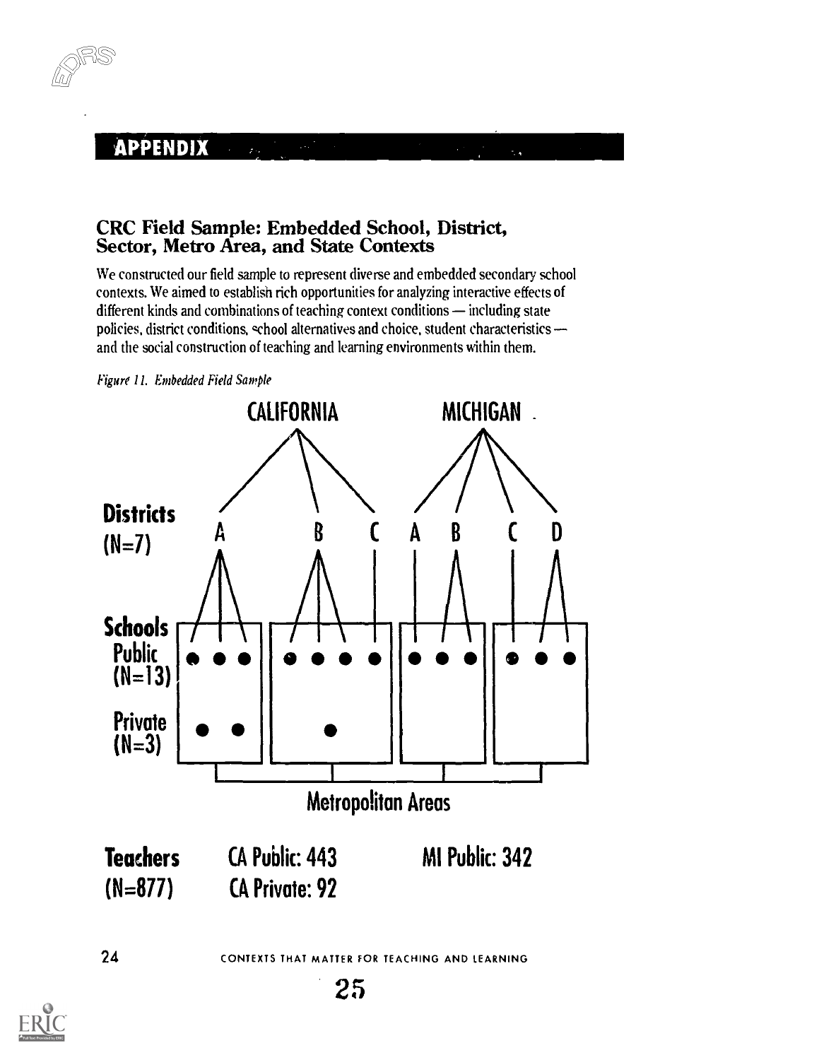## APPENDIX

### CRC Field Sample: Embedded School, District, Sector, Metro Area, and State Contexts

We constructed our field sample to represent diverse and embedded secondary school contexts. We aimed to establish rich opportunities for analyzing interactive effects of different kinds and combinations of teaching context conditions — including state policies, district conditions, school alternatives and choice, student characteristics — and the social construction of teaching and learning environments within them.

*Figure 11. Embedded Field Sample*

CALIFORNIA | MICHIGAN

**Districts (N=7)**: A, B, C (California); A, B, C, D (Michigan)

**Schools**
- Public (N=13)
- Private (N=3)

Metropolitan Areas

**Teachers (N=877)**
- CA Public: 443
- CA Private: 92
- MI Public: 342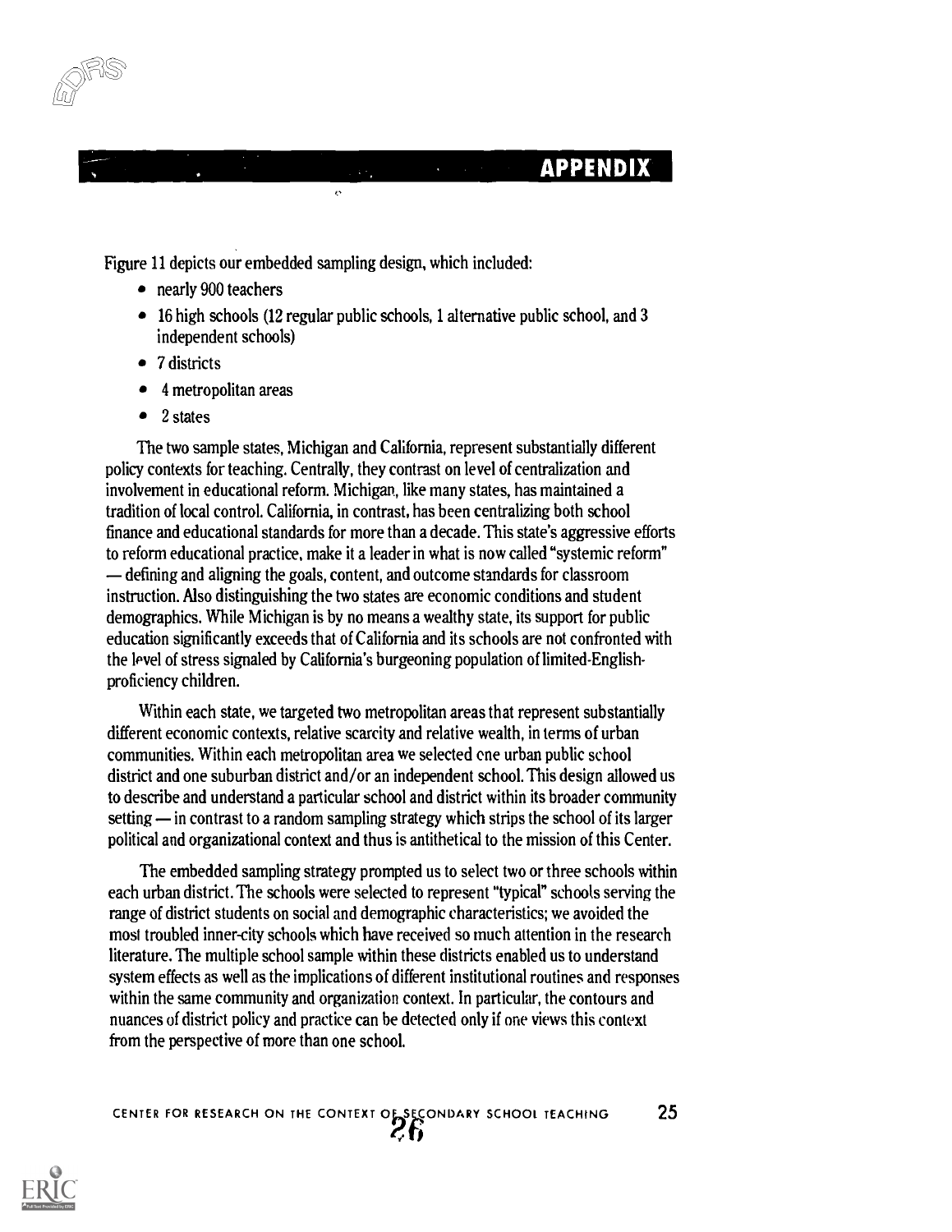## APPENDIX

Figure 11 depicts our embedded sampling design, which included:

- nearly 900 teachers
- 16 high schools (12 regular public schools, 1 alternative public school, and 3 independent schools)
- 7 districts
- 4 metropolitan areas
- 2 states

The two sample states, Michigan and California, represent substantially different policy contexts for teaching. Centrally, they contrast on level of centralization and involvement in educational reform. Michigan, like many states, has maintained a tradition of local control. California, in contrast, has been centralizing both school finance and educational standards for more than a decade. This state's aggressive efforts to reform educational practice, make it a leader in what is now called "systemic reform" — defining and aligning the goals, content, and outcome standards for classroom instruction. Also distinguishing the two states are economic conditions and student demographics. While Michigan is by no means a wealthy state, its support for public education significantly exceeds that of California and its schools are not confronted with the level of stress signaled by California's burgeoning population of limited-English-proficiency children.

Within each state, we targeted two metropolitan areas that represent substantially different economic contexts, relative scarcity and relative wealth, in terms of urban communities. Within each metropolitan area we selected one urban public school district and one suburban district and/or an independent school. This design allowed us to describe and understand a particular school and district within its broader community setting — in contrast to a random sampling strategy which strips the school of its larger political and organizational context and thus is antithetical to the mission of this Center.

The embedded sampling strategy prompted us to select two or three schools within each urban district. The schools were selected to represent "typical" schools serving the range of district students on social and demographic characteristics; we avoided the most troubled inner-city schools which have received so much attention in the research literature. The multiple school sample within these districts enabled us to understand system effects as well as the implications of different institutional routines and responses within the same community and organization context. In particular, the contours and nuances of district policy and practice can be detected only if one views this context from the perspective of more than one school.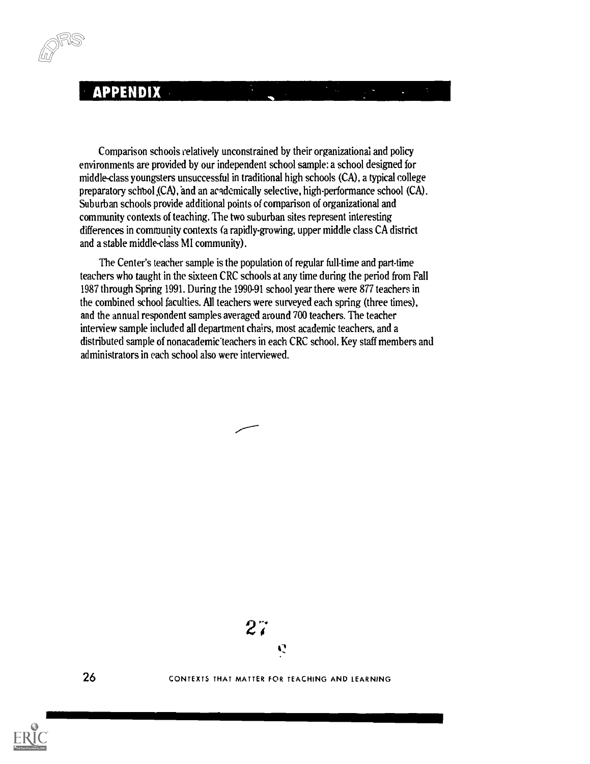## APPENDIX

Comparison schools relatively unconstrained by their organizational and policy environments are provided by our independent school sample: a school designed for middle-class youngsters unsuccessful in traditional high schools (CA), a typical college preparatory school (CA), and an academically selective, high-performance school (CA). Suburban schools provide additional points of comparison of organizational and community contexts of teaching. The two suburban sites represent interesting differences in community contexts (a rapidly-growing, upper middle class CA district and a stable middle-class MI community).

The Center's teacher sample is the population of regular full-time and part-time teachers who taught in the sixteen CRC schools at any time during the period from Fall 1987 through Spring 1991. During the 1990-91 school year there were 877 teachers in the combined school faculties. All teachers were surveyed each spring (three times), and the annual respondent samples averaged around 700 teachers. The teacher interview sample included all department chairs, most academic teachers, and a distributed sample of nonacademic teachers in each CRC school. Key staff members and administrators in each school also were interviewed.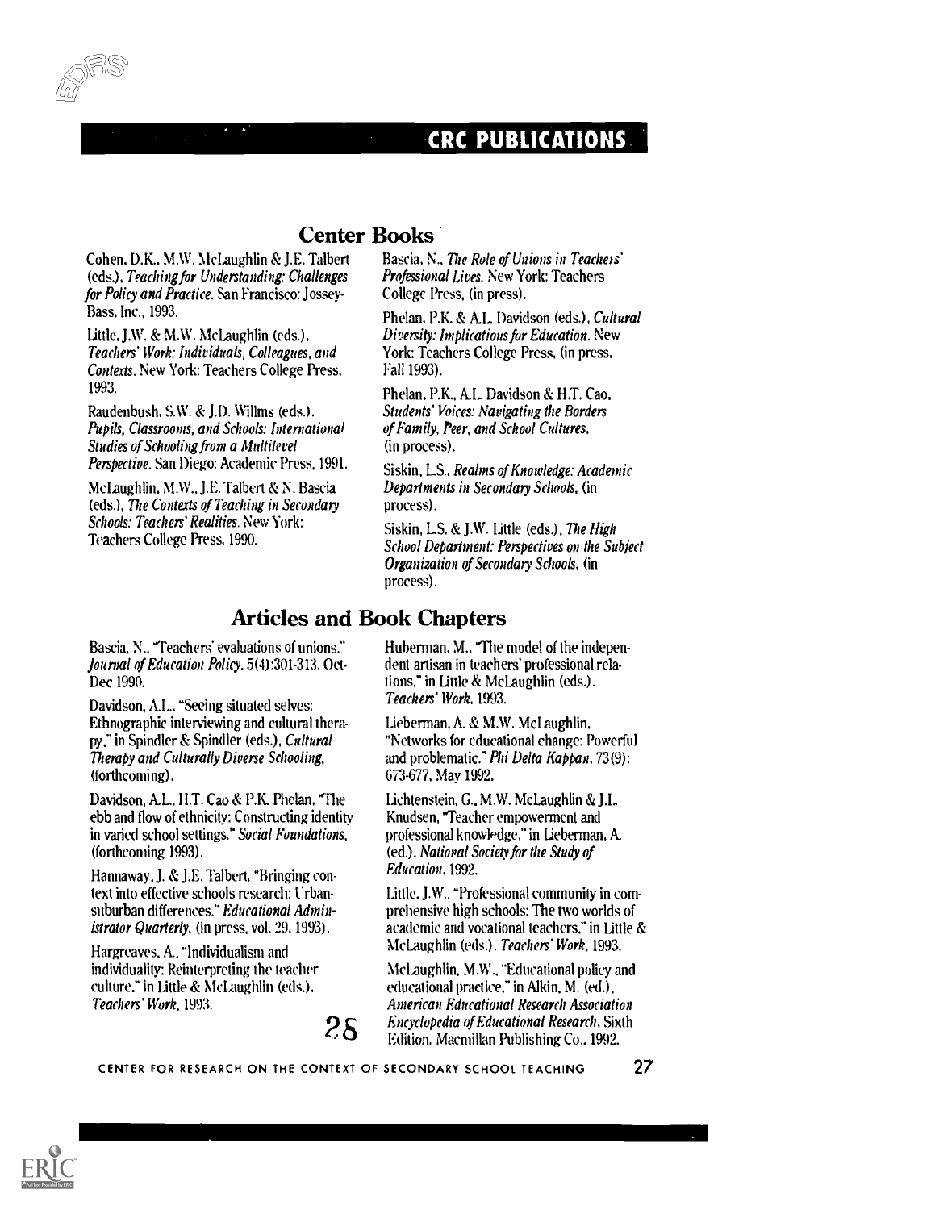# CRC PUBLICATIONS

## Center Books

Cohen, D.K., M.W. McLaughlin & J.E. Talbert (eds.), *Teaching for Understanding: Challenges for Policy and Practice*. San Francisco: Jossey-Bass, Inc., 1993.

Little, J.W. & M.W. McLaughlin (eds.), *Teachers' Work: Individuals, Colleagues, and Contexts*. New York: Teachers College Press, 1993.

Raudenbush, S.W. & J.D. Willms (eds.), *Pupils, Classrooms, and Schools: International Studies of Schooling from a Multilevel Perspective*. San Diego: Academic Press, 1991.

McLaughlin, M.W., J.E. Talbert & N. Bascia (eds.), *The Contexts of Teaching in Secondary Schools: Teachers' Realities*. New York: Teachers College Press, 1990.

Bascia, N., *The Role of Unions in Teachers' Professional Lives*. New York: Teachers College Press, (in press).

Phelan, P.K. & A.L. Davidson (eds.), *Cultural Diversity: Implications for Education*. New York: Teachers College Press, (in press, Fall 1993).

Phelan, P.K., A.L. Davidson & H.T. Cao, *Students' Voices: Navigating the Borders of Family, Peer, and School Cultures*, (in process).

Siskin, L.S., *Realms of Knowledge: Academic Departments in Secondary Schools*, (in process).

Siskin, L.S. & J.W. Little (eds.), *The High School Department: Perspectives on the Subject Organization of Secondary Schools*, (in process).

## Articles and Book Chapters

Bascia, N., "Teachers' evaluations of unions." *Journal of Education Policy*, 5(4):301-313, Oct-Dec 1990.

Davidson, A.L., "Seeing situated selves: Ethnographic interviewing and cultural therapy," in Spindler & Spindler (eds.), *Cultural Therapy and Culturally Diverse Schooling*, (forthcoming).

Davidson, A.L., H.T. Cao & P.K. Phelan, "The ebb and flow of ethnicity: Constructing identity in varied school settings." *Social Foundations*, (forthcoming 1993).

Hannaway, J. & J.E. Talbert, "Bringing context into effective schools research: Urban-suburban differences." *Educational Administrator Quarterly*, (in press, vol. 29, 1993).

Hargreaves, A., "Individualism and individuality: Reinterpreting the teacher culture," in Little & McLaughlin (eds.), *Teachers' Work*, 1993.

Huberman, M., "The model of the independent artisan in teachers' professional relations," in Little & McLaughlin (eds.), *Teachers' Work*, 1993.

Lieberman, A. & M.W. McLaughlin, "Networks for educational change: Powerful and problematic." *Phi Delta Kappan*, 73(9): 673-677, May 1992.

Lichtenstein, G., M.W. McLaughlin & J.L. Knudsen, "Teacher empowerment and professional knowledge," in Lieberman, A. (ed.), *National Society for the Study of Education*, 1992.

Little, J.W., "Professional community in comprehensive high schools: The two worlds of academic and vocational teachers," in Little & McLaughlin (eds.), *Teachers' Work*, 1993.

McLaughlin, M.W., "Educational policy and educational practice," in Alkin, M. (ed.), *American Educational Research Association Encyclopedia of Educational Research*, Sixth Edition, Macmillan Publishing Co., 1992.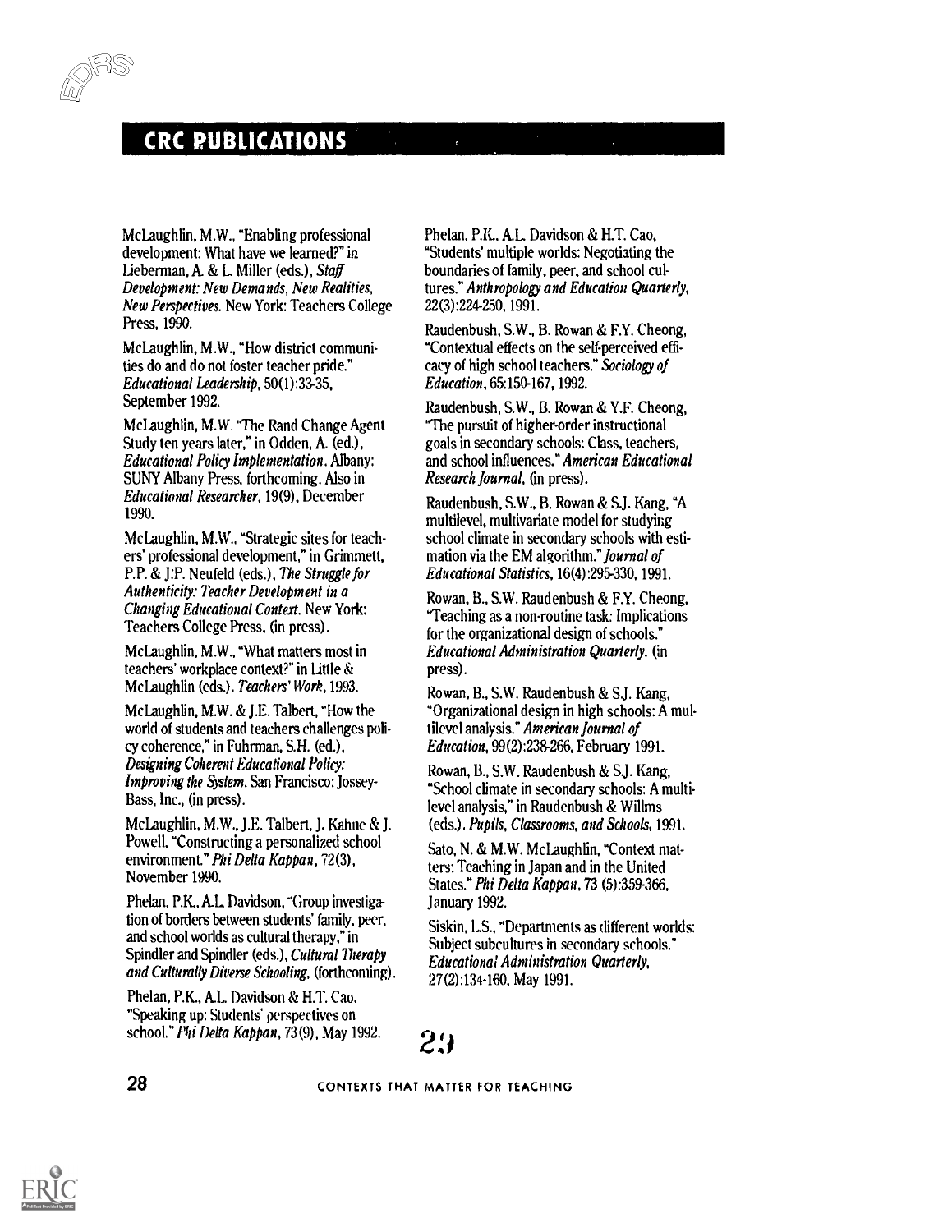## CRC PUBLICATIONS

McLaughlin, M.W., "Enabling professional development: What have we learned?" in Lieberman, A. & L. Miller (eds.), *Staff Development: New Demands, New Realities, New Perspectives*. New York: Teachers College Press, 1990.

McLaughlin, M.W., "How district communities do and do not foster teacher pride." *Educational Leadership*, 50(1):33-35, September 1992.

McLaughlin, M.W. "The Rand Change Agent Study ten years later," in Odden, A. (ed.), *Educational Policy Implementation*. Albany: SUNY Albany Press, forthcoming. Also in *Educational Researcher*, 19(9), December 1990.

McLaughlin, M.W., "Strategic sites for teachers' professional development," in Grimmett, P.P. & J.P. Neufeld (eds.), *The Struggle for Authenticity: Teacher Development in a Changing Educational Context*. New York: Teachers College Press, (in press).

McLaughlin, M.W., "What matters most in teachers' workplace context?" in Little & McLaughlin (eds.), *Teachers' Work*, 1993.

McLaughlin, M.W. & J.E. Talbert, "How the world of students and teachers challenges policy coherence," in Fuhrman, S.H. (ed.), *Designing Coherent Educational Policy: Improving the System*. San Francisco: Jossey-Bass, Inc., (in press).

McLaughlin, M.W., J.E. Talbert, J. Kahne & J. Powell, "Constructing a personalized school environment." *Phi Delta Kappan*, 72(3), November 1990.

Phelan, P.K., A.L. Davidson, "Group investigation of borders between students' family, peer, and school worlds as cultural therapy," in Spindler and Spindler (eds.), *Cultural Therapy and Culturally Diverse Schooling*, (forthcoming).

Phelan, P.K., A.L. Davidson & H.T. Cao, "Speaking up: Students' perspectives on school." *Phi Delta Kappan*, 73(9), May 1992.

Phelan, P.K., A.L. Davidson & H.T. Cao, "Students' multiple worlds: Negotiating the boundaries of family, peer, and school cultures." *Anthropology and Education Quarterly*, 22(3):224-250, 1991.

Raudenbush, S.W., B. Rowan & F.Y. Cheong, "Contextual effects on the self-perceived efficacy of high school teachers." *Sociology of Education*, 65:150-167, 1992.

Raudenbush, S.W., B. Rowan & Y.F. Cheong, "The pursuit of higher-order instructional goals in secondary schools: Class, teachers, and school influences." *American Educational Research Journal*, (in press).

Raudenbush, S.W., B. Rowan & S.J. Kang, "A multilevel, multivariate model for studying school climate in secondary schools with estimation via the EM algorithm." *Journal of Educational Statistics*, 16(4):295-330, 1991.

Rowan, B., S.W. Raudenbush & F.Y. Cheong, "Teaching as a non-routine task: Implications for the organizational design of schools." *Educational Administration Quarterly*, (in press).

Rowan, B., S.W. Raudenbush & S.J. Kang, "Organizational design in high schools: A multilevel analysis." *American Journal of Education*, 99(2):238-266, February 1991.

Rowan, B., S.W. Raudenbush & S.J. Kang, "School climate in secondary schools: A multilevel analysis," in Raudenbush & Willms (eds.), *Pupils, Classrooms, and Schools*, 1991.

Sato, N. & M.W. McLaughlin, "Context matters: Teaching in Japan and in the United States." *Phi Delta Kappan*, 73 (5):359-366, January 1992.

Siskin, L.S., "Departments as different worlds: Subject subcultures in secondary schools." *Educational Administration Quarterly*, 27(2):134-160, May 1991.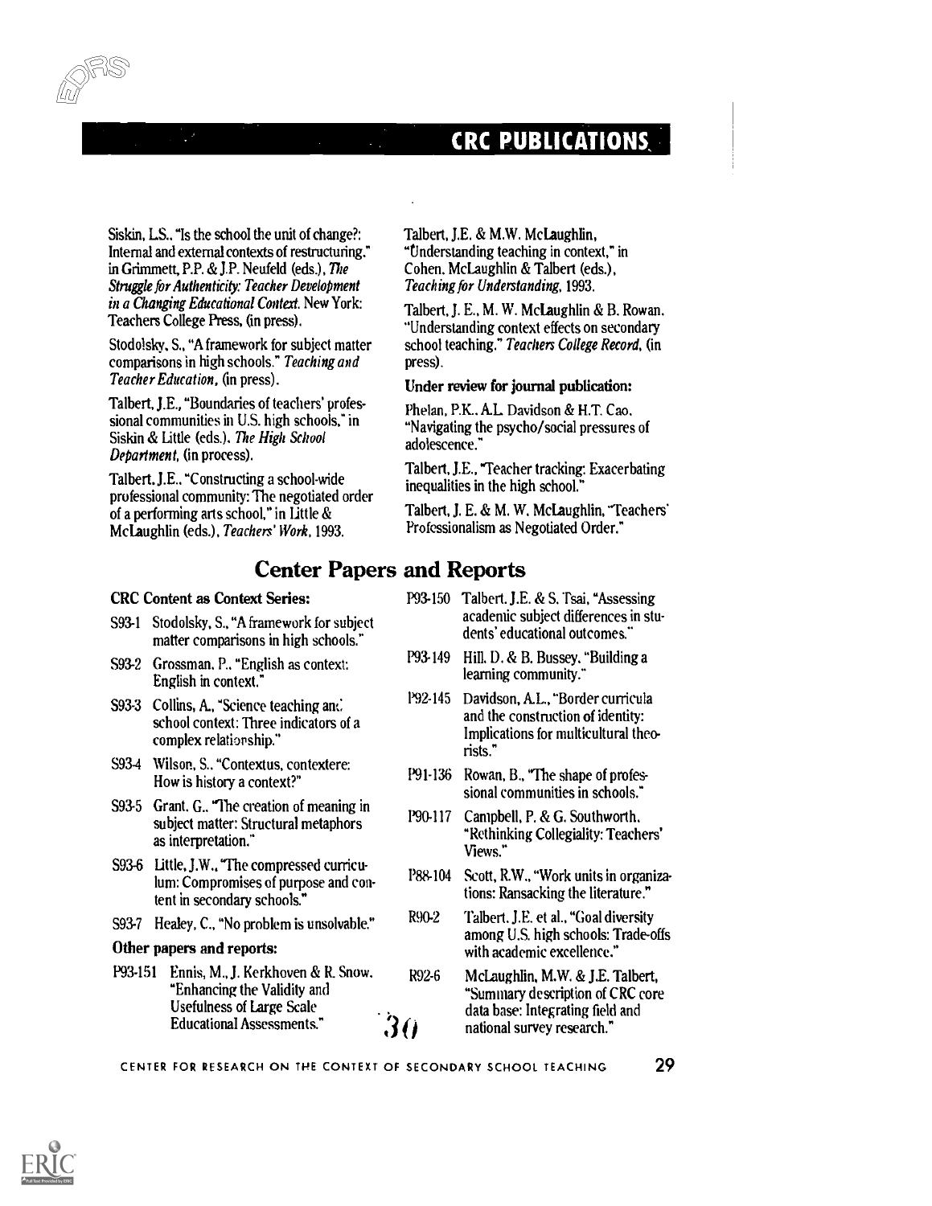## CRC PUBLICATIONS

Siskin, L.S., "Is the school the unit of change?: Internal and external contexts of restructuring," in Grimmett, P.P. & J.P. Neufeld (eds.), *The Struggle for Authenticity: Teacher Development in a Changing Educational Context*. New York: Teachers College Press, (in press).

Stodolsky, S., "A framework for subject matter comparisons in high schools." *Teaching and Teacher Education*, (in press).

Talbert, J.E., "Boundaries of teachers' professional communities in U.S. high schools," in Siskin & Little (eds.), *The High School Department*, (in process).

Talbert, J.E., "Constructing a school-wide professional community: The negotiated order of a performing arts school," in Little & McLaughlin (eds.), *Teachers' Work*, 1993.

Talbert, J.E. & M.W. McLaughlin, "Understanding teaching in context," in Cohen, McLaughlin & Talbert (eds.), *Teaching for Understanding*, 1993.

Talbert, J. E., M. W. McLaughlin & B. Rowan, "Understanding context effects on secondary school teaching." *Teachers College Record*, (in press).

**Under review for journal publication:**

Phelan, P.K., A.L. Davidson & H.T. Cao, "Navigating the psycho/social pressures of adolescence."

Talbert, J.E., "Teacher tracking: Exacerbating inequalities in the high school."

Talbert, J. E. & M. W. McLaughlin, "Teachers' Professionalism as Negotiated Order."

## Center Papers and Reports

**CRC Content as Context Series:**

- S93-1 Stodolsky, S., "A framework for subject matter comparisons in high schools."
- S93-2 Grossman, P., "English as context: English in context."
- S93-3 Collins, A., "Science teaching and school context: Three indicators of a complex relationship."
- S93-4 Wilson, S., "Contextus, contextere: How is history a context?"
- S93-5 Grant, G., "The creation of meaning in subject matter: Structural metaphors as interpretation."
- S93-6 Little, J.W., "The compressed curriculum: Compromises of purpose and content in secondary schools."
- S93-7 Healey, C., "No problem is unsolvable."

**Other papers and reports:**

- P93-151 Ennis, M., J. Kerkhoven & R. Snow, "Enhancing the Validity and Usefulness of Large Scale Educational Assessments."
- P93-150 Talbert, J.E. & S. Tsai, "Assessing academic subject differences in students' educational outcomes."
- P93-149 Hill, D. & B. Bussey, "Building a learning community."
- P92-145 Davidson, A.L., "Border curricula and the construction of identity: Implications for multicultural theorists."
- P91-136 Rowan, B., "The shape of professional communities in schools."
- P90-117 Campbell, P. & G. Southworth, "Rethinking Collegiality: Teachers' Views."
- P88-104 Scott, R.W., "Work units in organizations: Ransacking the literature."
- R90-2 Talbert, J.E. et al., "Goal diversity among U.S. high schools: Trade-offs with academic excellence."
- R92-6 McLaughlin, M.W. & J.E. Talbert, "Summary description of CRC core data base: Integrating field and national survey research."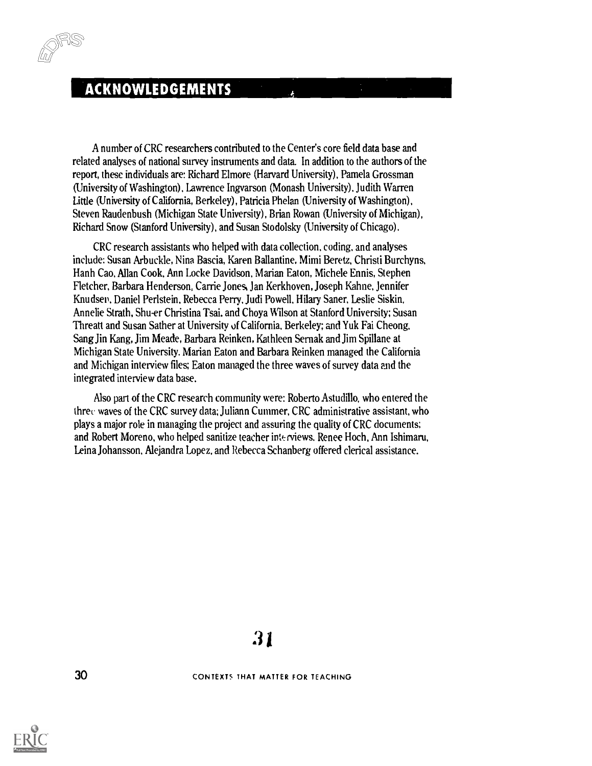# ACKNOWLEDGEMENTS

A number of CRC researchers contributed to the Center's core field data base and related analyses of national survey instruments and data. In addition to the authors of the report, these individuals are: Richard Elmore (Harvard University), Pamela Grossman (University of Washington), Lawrence Ingvarson (Monash University), Judith Warren Little (University of California, Berkeley), Patricia Phelan (University of Washington), Steven Raudenbush (Michigan State University), Brian Rowan (University of Michigan), Richard Snow (Stanford University), and Susan Stodolsky (University of Chicago).

CRC research assistants who helped with data collection, coding, and analyses include: Susan Arbuckle, Nina Bascia, Karen Ballantine, Mimi Beretz, Christi Burchyns, Hanh Cao, Allan Cook, Ann Locke Davidson, Marian Eaton, Michele Ennis, Stephen Fletcher, Barbara Henderson, Carrie Jones, Jan Kerkhoven, Joseph Kahne, Jennifer Knudsen, Daniel Perlstein, Rebecca Perry, Judi Powell, Hilary Saner, Leslie Siskin, Annelie Strath, Shu-er Christina Tsai, and Choya Wilson at Stanford University; Susan Threatt and Susan Sather at University of California, Berkeley; and Yuk Fai Cheong, Sang Jin Kang, Jim Meade, Barbara Reinken, Kathleen Sernak and Jim Spillane at Michigan State University. Marian Eaton and Barbara Reinken managed the California and Michigan interview files; Eaton managed the three waves of survey data and the integrated interview data base.

Also part of the CRC research community were: Roberto Astudillo, who entered the three waves of the CRC survey data; Juliann Cummer, CRC administrative assistant, who plays a major role in managing the project and assuring the quality of CRC documents; and Robert Moreno, who helped sanitize teacher interviews. Renee Hoch, Ann Ishimaru, Leina Johansson, Alejandra Lopez, and Rebecca Schanberg offered clerical assistance.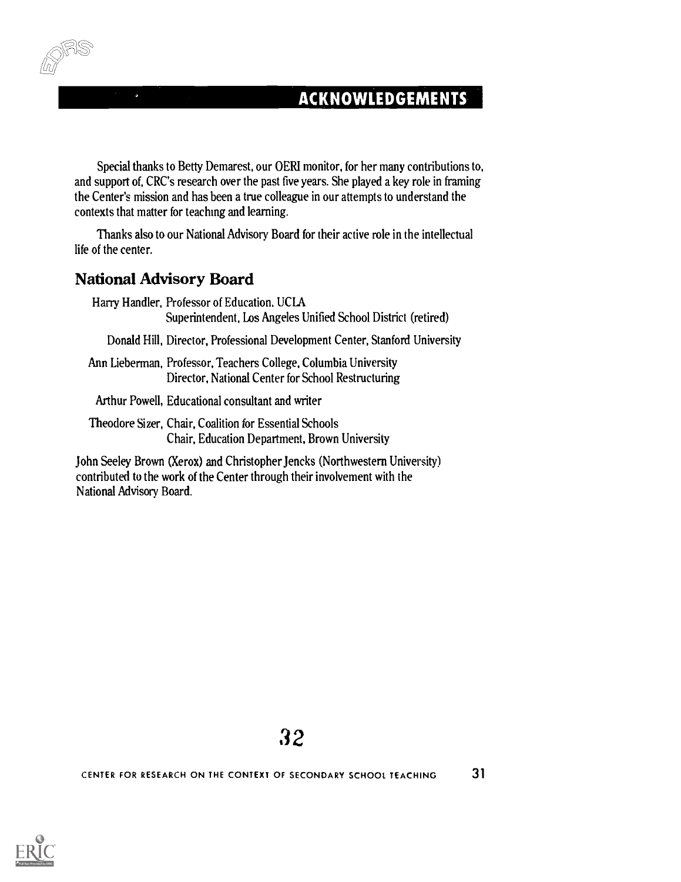## ACKNOWLEDGEMENTS

Special thanks to Betty Demarest, our OERI monitor, for her many contributions to, and support of, CRC's research over the past five years. She played a key role in framing the Center's mission and has been a true colleague in our attempts to understand the contexts that matter for teaching and learning.

Thanks also to our National Advisory Board for their active role in the intellectual life of the center.

### National Advisory Board

Harry Handler, Professor of Education, UCLA
Superintendent, Los Angeles Unified School District (retired)

Donald Hill, Director, Professional Development Center, Stanford University

Ann Lieberman, Professor, Teachers College, Columbia University
Director, National Center for School Restructuring

Arthur Powell, Educational consultant and writer

Theodore Sizer, Chair, Coalition for Essential Schools
Chair, Education Department, Brown University

John Seeley Brown (Xerox) and Christopher Jencks (Northwestern University) contributed to the work of the Center through their involvement with the National Advisory Board.